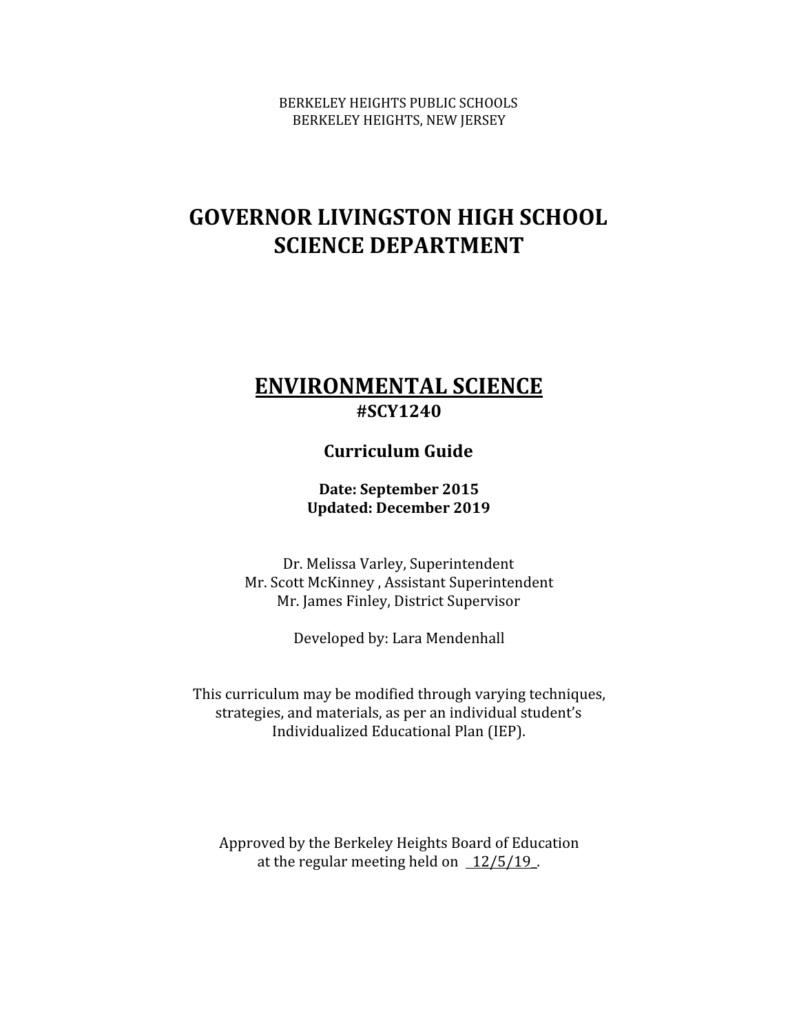BERKELEY HEIGHTS PUBLIC SCHOOLS
BERKELEY HEIGHTS, NEW JERSEY

# GOVERNOR LIVINGSTON HIGH SCHOOL
# SCIENCE DEPARTMENT

## ENVIRONMENTAL SCIENCE
**#SCY1240**

### Curriculum Guide

**Date: September 2015**
**Updated: December 2019**

Dr. Melissa Varley, Superintendent
Mr. Scott McKinney , Assistant Superintendent
Mr. James Finley, District Supervisor

Developed by: Lara Mendenhall

This curriculum may be modified through varying techniques, strategies, and materials, as per an individual student's Individualized Educational Plan (IEP).

Approved by the Berkeley Heights Board of Education at the regular meeting held on 12/5/19 .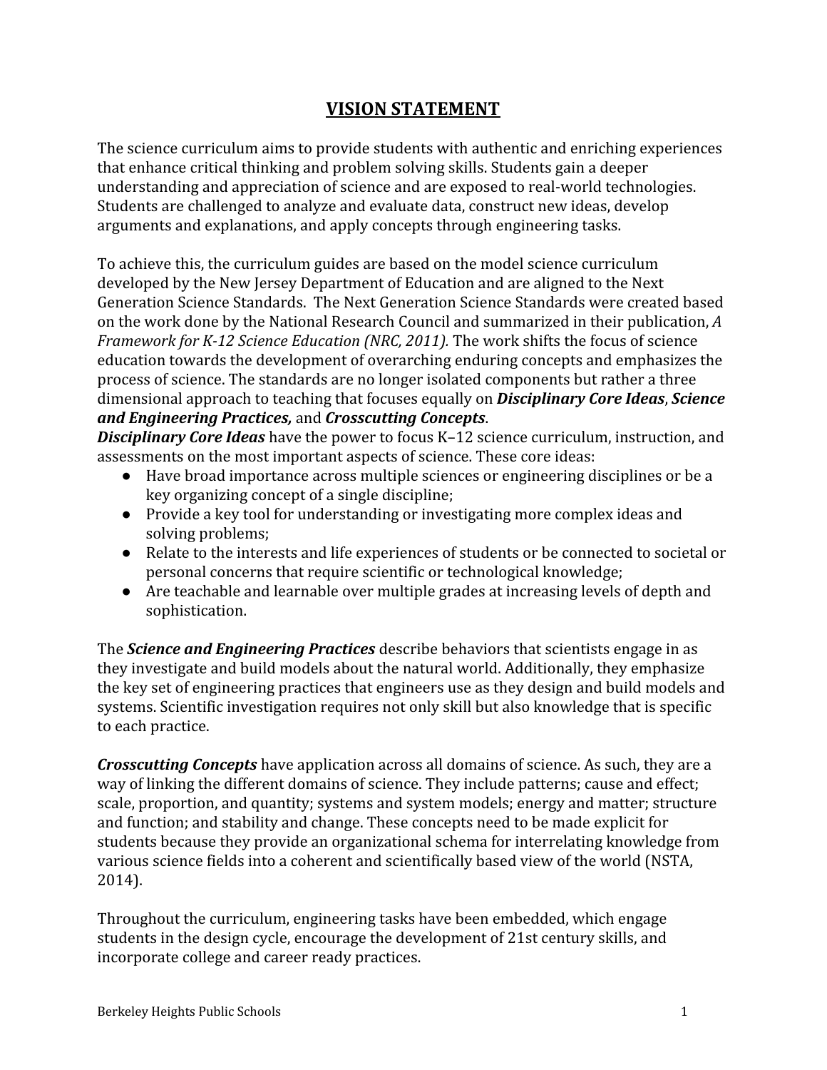# VISION STATEMENT

The science curriculum aims to provide students with authentic and enriching experiences that enhance critical thinking and problem solving skills. Students gain a deeper understanding and appreciation of science and are exposed to real-world technologies. Students are challenged to analyze and evaluate data, construct new ideas, develop arguments and explanations, and apply concepts through engineering tasks.

To achieve this, the curriculum guides are based on the model science curriculum developed by the New Jersey Department of Education and are aligned to the Next Generation Science Standards. The Next Generation Science Standards were created based on the work done by the National Research Council and summarized in their publication, *A Framework for K-12 Science Education (NRC, 2011).* The work shifts the focus of science education towards the development of overarching enduring concepts and emphasizes the process of science. The standards are no longer isolated components but rather a three dimensional approach to teaching that focuses equally on ***Disciplinary Core Ideas***, ***Science and Engineering Practices,*** and ***Crosscutting Concepts***.

***Disciplinary Core Ideas*** have the power to focus K–12 science curriculum, instruction, and assessments on the most important aspects of science. These core ideas:

- Have broad importance across multiple sciences or engineering disciplines or be a key organizing concept of a single discipline;
- Provide a key tool for understanding or investigating more complex ideas and solving problems;
- Relate to the interests and life experiences of students or be connected to societal or personal concerns that require scientific or technological knowledge;
- Are teachable and learnable over multiple grades at increasing levels of depth and sophistication.

The ***Science and Engineering Practices*** describe behaviors that scientists engage in as they investigate and build models about the natural world. Additionally, they emphasize the key set of engineering practices that engineers use as they design and build models and systems. Scientific investigation requires not only skill but also knowledge that is specific to each practice.

***Crosscutting Concepts*** have application across all domains of science. As such, they are a way of linking the different domains of science. They include patterns; cause and effect; scale, proportion, and quantity; systems and system models; energy and matter; structure and function; and stability and change. These concepts need to be made explicit for students because they provide an organizational schema for interrelating knowledge from various science fields into a coherent and scientifically based view of the world (NSTA, 2014).

Throughout the curriculum, engineering tasks have been embedded, which engage students in the design cycle, encourage the development of 21st century skills, and incorporate college and career ready practices.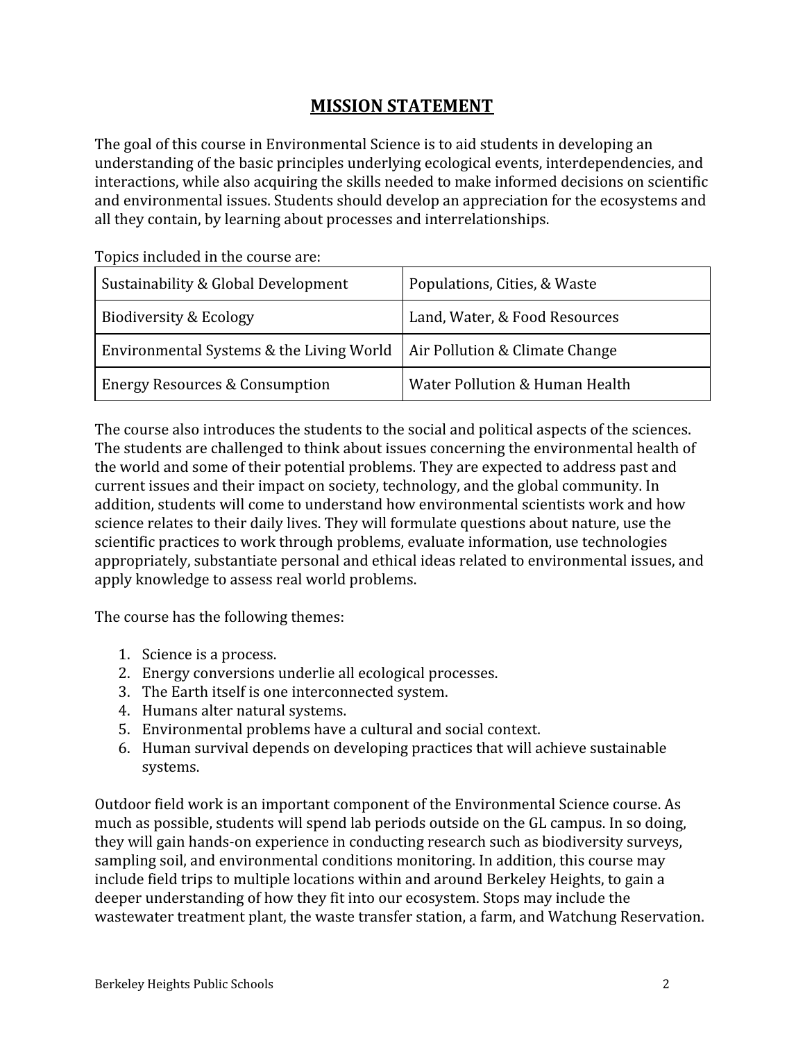# MISSION STATEMENT

The goal of this course in Environmental Science is to aid students in developing an understanding of the basic principles underlying ecological events, interdependencies, and interactions, while also acquiring the skills needed to make informed decisions on scientific and environmental issues. Students should develop an appreciation for the ecosystems and all they contain, by learning about processes and interrelationships.

Topics included in the course are:

| Sustainability & Global Development | Populations, Cities, & Waste |
|---|---|
| Biodiversity & Ecology | Land, Water, & Food Resources |
| Environmental Systems & the Living World | Air Pollution & Climate Change |
| Energy Resources & Consumption | Water Pollution & Human Health |

The course also introduces the students to the social and political aspects of the sciences. The students are challenged to think about issues concerning the environmental health of the world and some of their potential problems. They are expected to address past and current issues and their impact on society, technology, and the global community. In addition, students will come to understand how environmental scientists work and how science relates to their daily lives. They will formulate questions about nature, use the scientific practices to work through problems, evaluate information, use technologies appropriately, substantiate personal and ethical ideas related to environmental issues, and apply knowledge to assess real world problems.

The course has the following themes:

1. Science is a process.
2. Energy conversions underlie all ecological processes.
3. The Earth itself is one interconnected system.
4. Humans alter natural systems.
5. Environmental problems have a cultural and social context.
6. Human survival depends on developing practices that will achieve sustainable systems.

Outdoor field work is an important component of the Environmental Science course. As much as possible, students will spend lab periods outside on the GL campus. In so doing, they will gain hands-on experience in conducting research such as biodiversity surveys, sampling soil, and environmental conditions monitoring. In addition, this course may include field trips to multiple locations within and around Berkeley Heights, to gain a deeper understanding of how they fit into our ecosystem. Stops may include the wastewater treatment plant, the waste transfer station, a farm, and Watchung Reservation.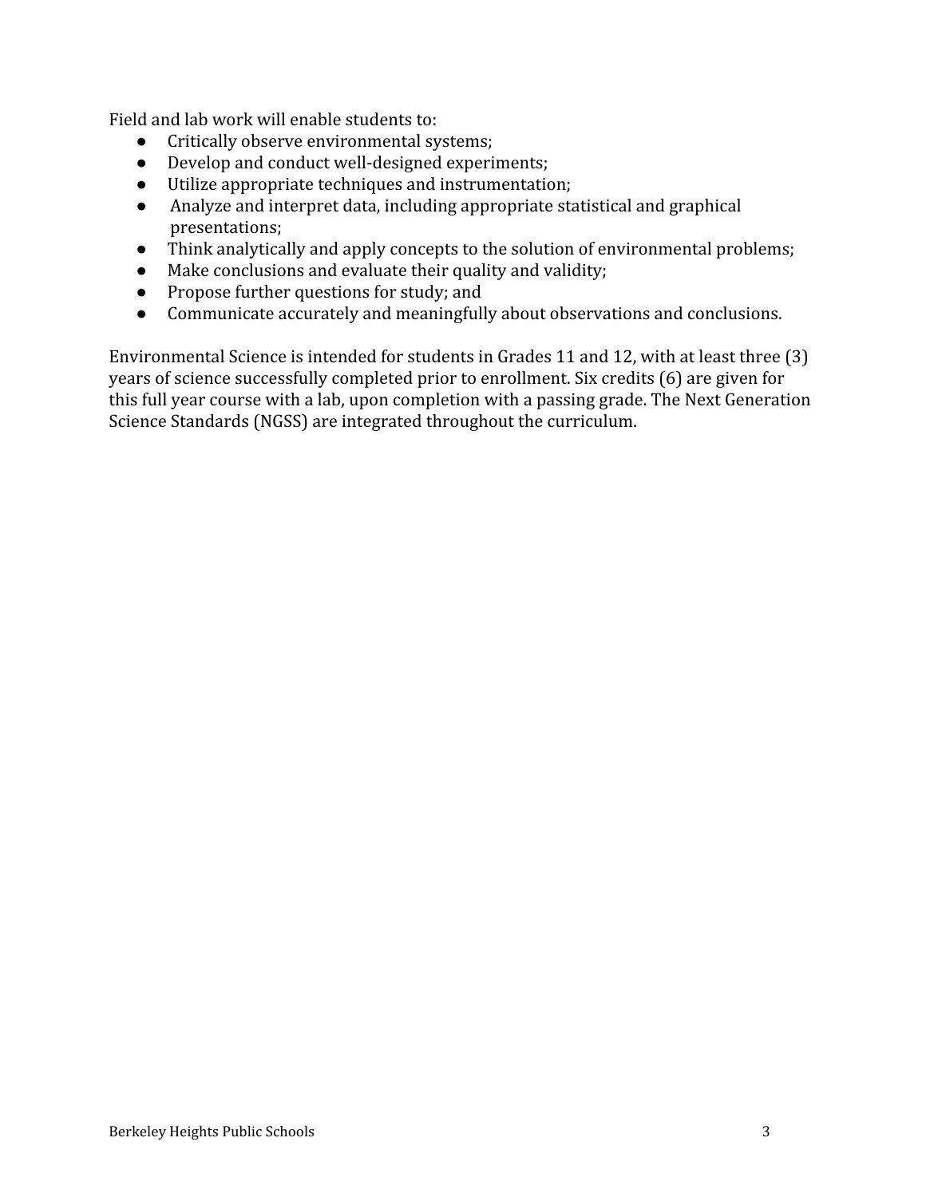Field and lab work will enable students to:

- Critically observe environmental systems;
- Develop and conduct well-designed experiments;
- Utilize appropriate techniques and instrumentation;
- Analyze and interpret data, including appropriate statistical and graphical presentations;
- Think analytically and apply concepts to the solution of environmental problems;
- Make conclusions and evaluate their quality and validity;
- Propose further questions for study; and
- Communicate accurately and meaningfully about observations and conclusions.

Environmental Science is intended for students in Grades 11 and 12, with at least three (3) years of science successfully completed prior to enrollment. Six credits (6) are given for this full year course with a lab, upon completion with a passing grade. The Next Generation Science Standards (NGSS) are integrated throughout the curriculum.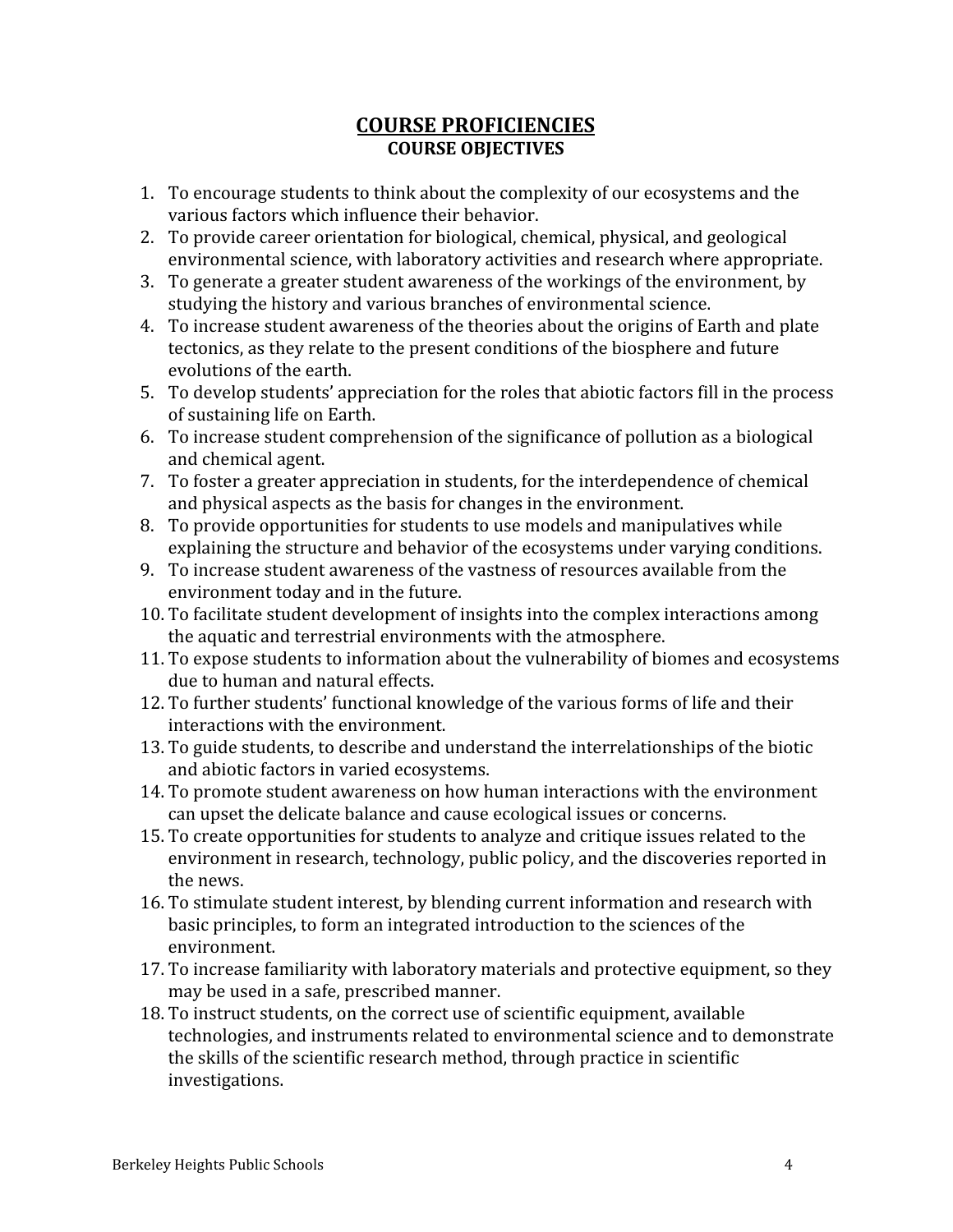# COURSE PROFICIENCIES

## COURSE OBJECTIVES

1. To encourage students to think about the complexity of our ecosystems and the various factors which influence their behavior.
2. To provide career orientation for biological, chemical, physical, and geological environmental science, with laboratory activities and research where appropriate.
3. To generate a greater student awareness of the workings of the environment, by studying the history and various branches of environmental science.
4. To increase student awareness of the theories about the origins of Earth and plate tectonics, as they relate to the present conditions of the biosphere and future evolutions of the earth.
5. To develop students' appreciation for the roles that abiotic factors fill in the process of sustaining life on Earth.
6. To increase student comprehension of the significance of pollution as a biological and chemical agent.
7. To foster a greater appreciation in students, for the interdependence of chemical and physical aspects as the basis for changes in the environment.
8. To provide opportunities for students to use models and manipulatives while explaining the structure and behavior of the ecosystems under varying conditions.
9. To increase student awareness of the vastness of resources available from the environment today and in the future.
10. To facilitate student development of insights into the complex interactions among the aquatic and terrestrial environments with the atmosphere.
11. To expose students to information about the vulnerability of biomes and ecosystems due to human and natural effects.
12. To further students' functional knowledge of the various forms of life and their interactions with the environment.
13. To guide students, to describe and understand the interrelationships of the biotic and abiotic factors in varied ecosystems.
14. To promote student awareness on how human interactions with the environment can upset the delicate balance and cause ecological issues or concerns.
15. To create opportunities for students to analyze and critique issues related to the environment in research, technology, public policy, and the discoveries reported in the news.
16. To stimulate student interest, by blending current information and research with basic principles, to form an integrated introduction to the sciences of the environment.
17. To increase familiarity with laboratory materials and protective equipment, so they may be used in a safe, prescribed manner.
18. To instruct students, on the correct use of scientific equipment, available technologies, and instruments related to environmental science and to demonstrate the skills of the scientific research method, through practice in scientific investigations.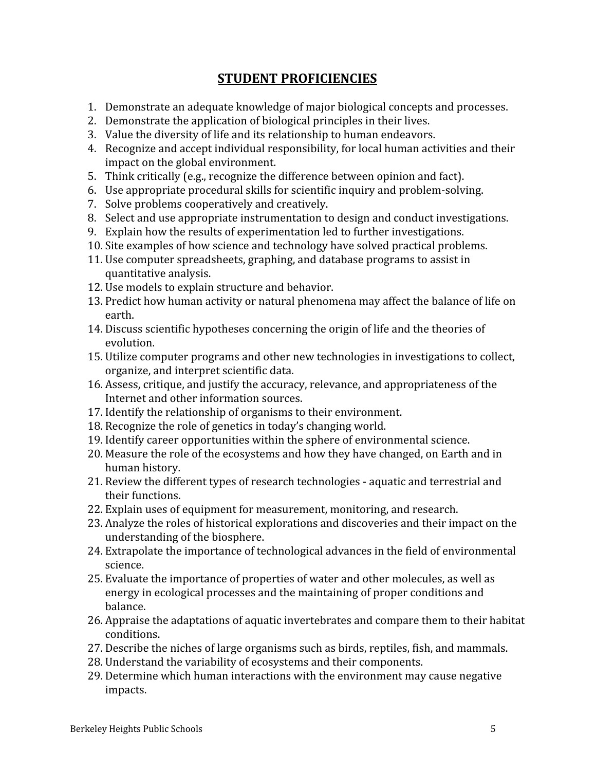## STUDENT PROFICIENCIES

1. Demonstrate an adequate knowledge of major biological concepts and processes.
2. Demonstrate the application of biological principles in their lives.
3. Value the diversity of life and its relationship to human endeavors.
4. Recognize and accept individual responsibility, for local human activities and their impact on the global environment.
5. Think critically (e.g., recognize the difference between opinion and fact).
6. Use appropriate procedural skills for scientific inquiry and problem-solving.
7. Solve problems cooperatively and creatively.
8. Select and use appropriate instrumentation to design and conduct investigations.
9. Explain how the results of experimentation led to further investigations.
10. Site examples of how science and technology have solved practical problems.
11. Use computer spreadsheets, graphing, and database programs to assist in quantitative analysis.
12. Use models to explain structure and behavior.
13. Predict how human activity or natural phenomena may affect the balance of life on earth.
14. Discuss scientific hypotheses concerning the origin of life and the theories of evolution.
15. Utilize computer programs and other new technologies in investigations to collect, organize, and interpret scientific data.
16. Assess, critique, and justify the accuracy, relevance, and appropriateness of the Internet and other information sources.
17. Identify the relationship of organisms to their environment.
18. Recognize the role of genetics in today's changing world.
19. Identify career opportunities within the sphere of environmental science.
20. Measure the role of the ecosystems and how they have changed, on Earth and in human history.
21. Review the different types of research technologies - aquatic and terrestrial and their functions.
22. Explain uses of equipment for measurement, monitoring, and research.
23. Analyze the roles of historical explorations and discoveries and their impact on the understanding of the biosphere.
24. Extrapolate the importance of technological advances in the field of environmental science.
25. Evaluate the importance of properties of water and other molecules, as well as energy in ecological processes and the maintaining of proper conditions and balance.
26. Appraise the adaptations of aquatic invertebrates and compare them to their habitat conditions.
27. Describe the niches of large organisms such as birds, reptiles, fish, and mammals.
28. Understand the variability of ecosystems and their components.
29. Determine which human interactions with the environment may cause negative impacts.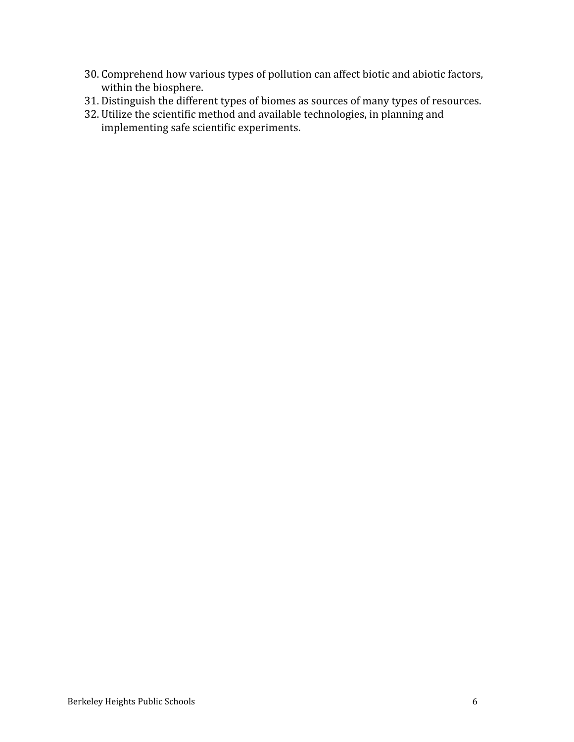30. Comprehend how various types of pollution can affect biotic and abiotic factors, within the biosphere.
31. Distinguish the different types of biomes as sources of many types of resources.
32. Utilize the scientific method and available technologies, in planning and implementing safe scientific experiments.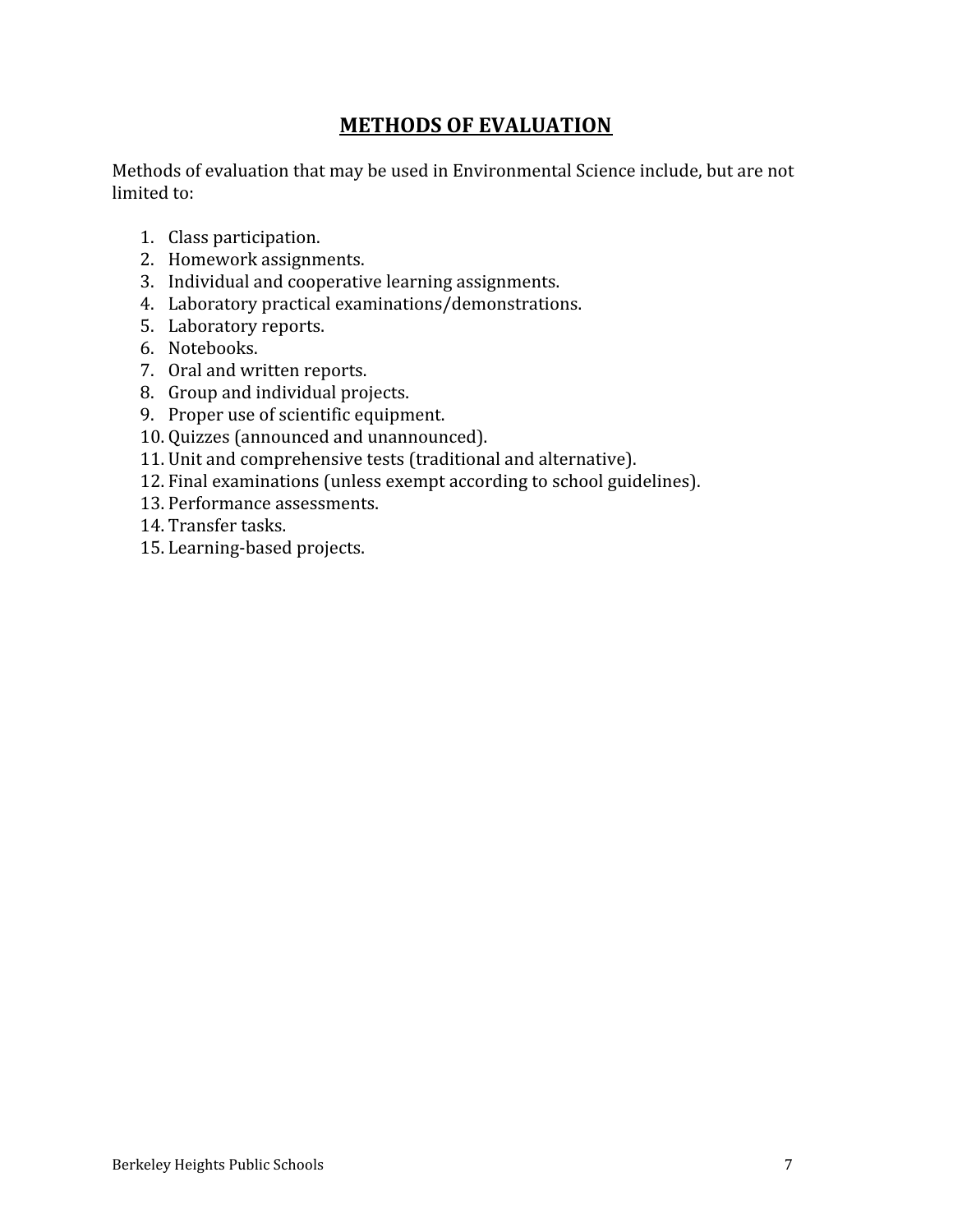# METHODS OF EVALUATION

Methods of evaluation that may be used in Environmental Science include, but are not limited to:

1. Class participation.
2. Homework assignments.
3. Individual and cooperative learning assignments.
4. Laboratory practical examinations/demonstrations.
5. Laboratory reports.
6. Notebooks.
7. Oral and written reports.
8. Group and individual projects.
9. Proper use of scientific equipment.
10. Quizzes (announced and unannounced).
11. Unit and comprehensive tests (traditional and alternative).
12. Final examinations (unless exempt according to school guidelines).
13. Performance assessments.
14. Transfer tasks.
15. Learning-based projects.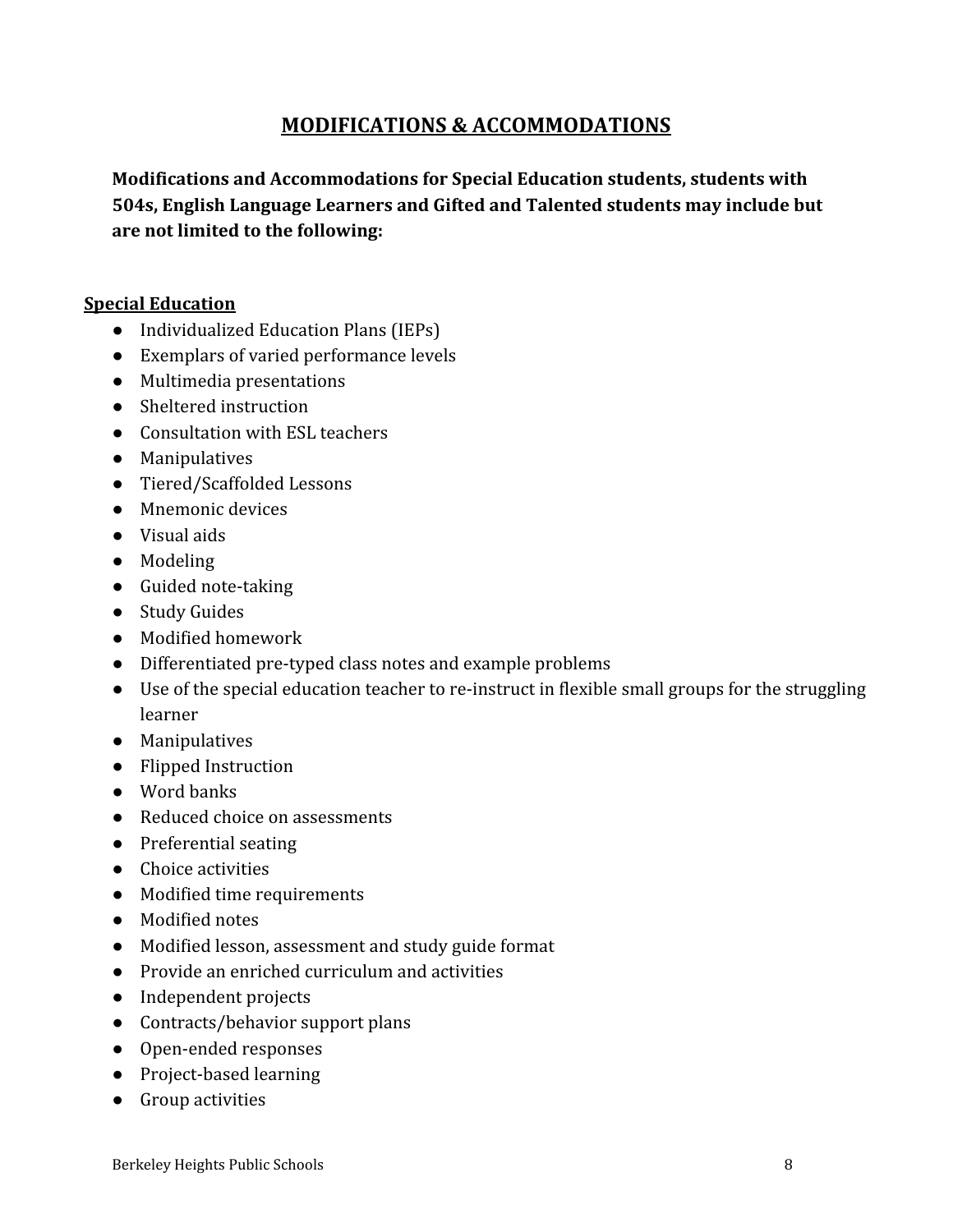## MODIFICATIONS & ACCOMMODATIONS

**Modifications and Accommodations for Special Education students, students with 504s, English Language Learners and Gifted and Talented students may include but are not limited to the following:**

### Special Education

- Individualized Education Plans (IEPs)
- Exemplars of varied performance levels
- Multimedia presentations
- Sheltered instruction
- Consultation with ESL teachers
- Manipulatives
- Tiered/Scaffolded Lessons
- Mnemonic devices
- Visual aids
- Modeling
- Guided note-taking
- Study Guides
- Modified homework
- Differentiated pre-typed class notes and example problems
- Use of the special education teacher to re-instruct in flexible small groups for the struggling learner
- Manipulatives
- Flipped Instruction
- Word banks
- Reduced choice on assessments
- Preferential seating
- Choice activities
- Modified time requirements
- Modified notes
- Modified lesson, assessment and study guide format
- Provide an enriched curriculum and activities
- Independent projects
- Contracts/behavior support plans
- Open-ended responses
- Project-based learning
- Group activities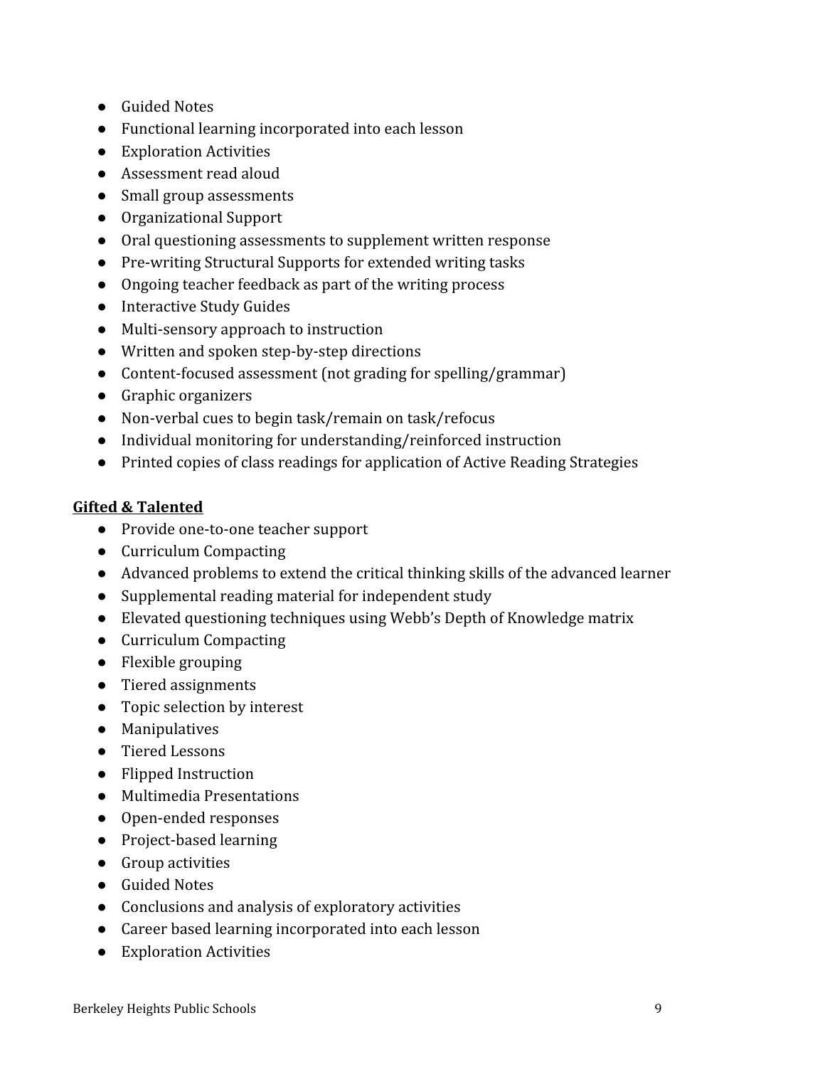- Guided Notes
- Functional learning incorporated into each lesson
- Exploration Activities
- Assessment read aloud
- Small group assessments
- Organizational Support
- Oral questioning assessments to supplement written response
- Pre-writing Structural Supports for extended writing tasks
- Ongoing teacher feedback as part of the writing process
- Interactive Study Guides
- Multi-sensory approach to instruction
- Written and spoken step-by-step directions
- Content-focused assessment (not grading for spelling/grammar)
- Graphic organizers
- Non-verbal cues to begin task/remain on task/refocus
- Individual monitoring for understanding/reinforced instruction
- Printed copies of class readings for application of Active Reading Strategies

**Gifted & Talented**

- Provide one-to-one teacher support
- Curriculum Compacting
- Advanced problems to extend the critical thinking skills of the advanced learner
- Supplemental reading material for independent study
- Elevated questioning techniques using Webb's Depth of Knowledge matrix
- Curriculum Compacting
- Flexible grouping
- Tiered assignments
- Topic selection by interest
- Manipulatives
- Tiered Lessons
- Flipped Instruction
- Multimedia Presentations
- Open-ended responses
- Project-based learning
- Group activities
- Guided Notes
- Conclusions and analysis of exploratory activities
- Career based learning incorporated into each lesson
- Exploration Activities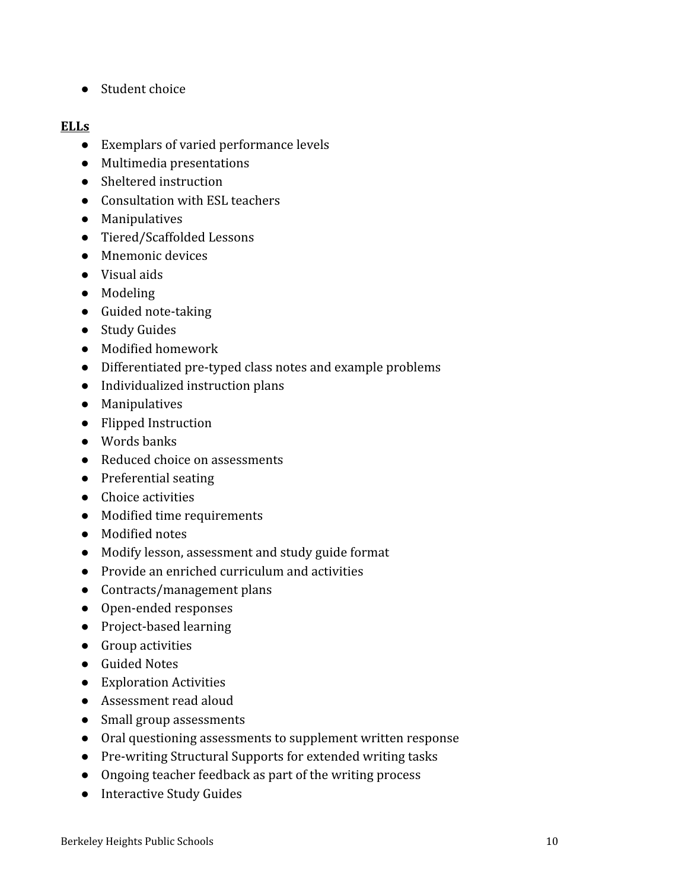- Student choice

**ELLs**

- Exemplars of varied performance levels
- Multimedia presentations
- Sheltered instruction
- Consultation with ESL teachers
- Manipulatives
- Tiered/Scaffolded Lessons
- Mnemonic devices
- Visual aids
- Modeling
- Guided note-taking
- Study Guides
- Modified homework
- Differentiated pre-typed class notes and example problems
- Individualized instruction plans
- Manipulatives
- Flipped Instruction
- Words banks
- Reduced choice on assessments
- Preferential seating
- Choice activities
- Modified time requirements
- Modified notes
- Modify lesson, assessment and study guide format
- Provide an enriched curriculum and activities
- Contracts/management plans
- Open-ended responses
- Project-based learning
- Group activities
- Guided Notes
- Exploration Activities
- Assessment read aloud
- Small group assessments
- Oral questioning assessments to supplement written response
- Pre-writing Structural Supports for extended writing tasks
- Ongoing teacher feedback as part of the writing process
- Interactive Study Guides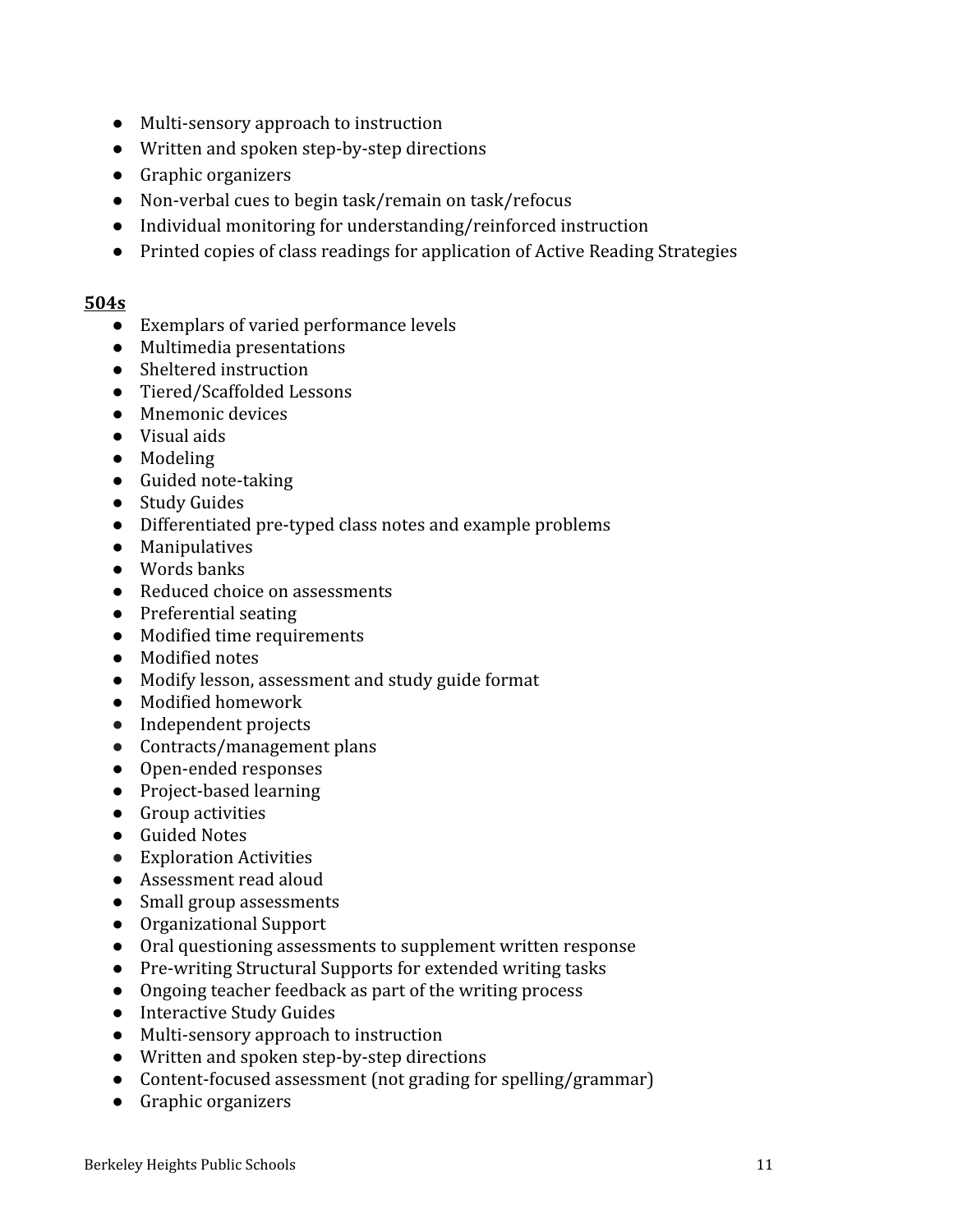- Multi-sensory approach to instruction
- Written and spoken step-by-step directions
- Graphic organizers
- Non-verbal cues to begin task/remain on task/refocus
- Individual monitoring for understanding/reinforced instruction
- Printed copies of class readings for application of Active Reading Strategies

**504s**

- Exemplars of varied performance levels
- Multimedia presentations
- Sheltered instruction
- Tiered/Scaffolded Lessons
- Mnemonic devices
- Visual aids
- Modeling
- Guided note-taking
- Study Guides
- Differentiated pre-typed class notes and example problems
- Manipulatives
- Words banks
- Reduced choice on assessments
- Preferential seating
- Modified time requirements
- Modified notes
- Modify lesson, assessment and study guide format
- Modified homework
- Independent projects
- Contracts/management plans
- Open-ended responses
- Project-based learning
- Group activities
- Guided Notes
- Exploration Activities
- Assessment read aloud
- Small group assessments
- Organizational Support
- Oral questioning assessments to supplement written response
- Pre-writing Structural Supports for extended writing tasks
- Ongoing teacher feedback as part of the writing process
- Interactive Study Guides
- Multi-sensory approach to instruction
- Written and spoken step-by-step directions
- Content-focused assessment (not grading for spelling/grammar)
- Graphic organizers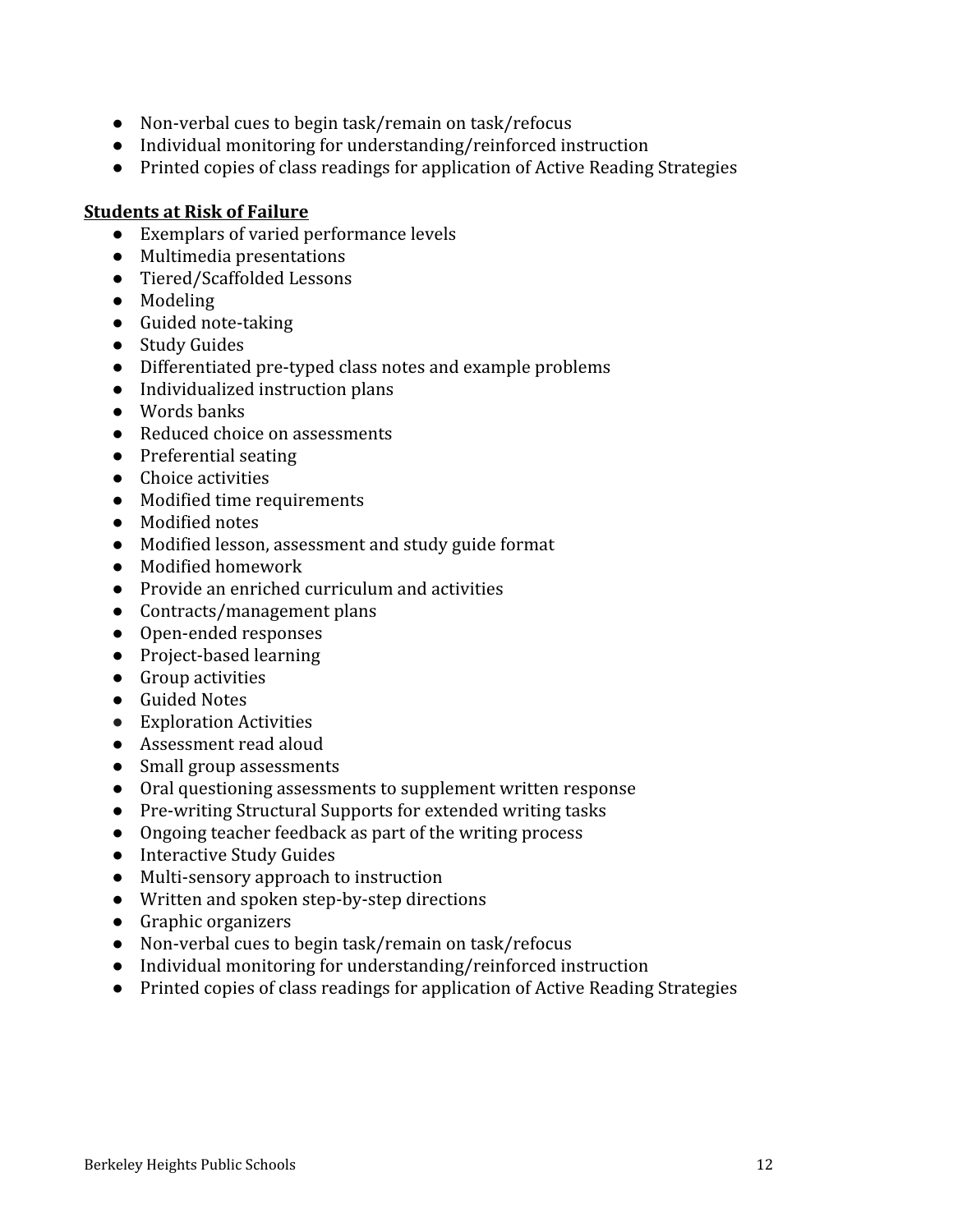- Non-verbal cues to begin task/remain on task/refocus
- Individual monitoring for understanding/reinforced instruction
- Printed copies of class readings for application of Active Reading Strategies

**Students at Risk of Failure**

- Exemplars of varied performance levels
- Multimedia presentations
- Tiered/Scaffolded Lessons
- Modeling
- Guided note-taking
- Study Guides
- Differentiated pre-typed class notes and example problems
- Individualized instruction plans
- Words banks
- Reduced choice on assessments
- Preferential seating
- Choice activities
- Modified time requirements
- Modified notes
- Modified lesson, assessment and study guide format
- Modified homework
- Provide an enriched curriculum and activities
- Contracts/management plans
- Open-ended responses
- Project-based learning
- Group activities
- Guided Notes
- Exploration Activities
- Assessment read aloud
- Small group assessments
- Oral questioning assessments to supplement written response
- Pre-writing Structural Supports for extended writing tasks
- Ongoing teacher feedback as part of the writing process
- Interactive Study Guides
- Multi-sensory approach to instruction
- Written and spoken step-by-step directions
- Graphic organizers
- Non-verbal cues to begin task/remain on task/refocus
- Individual monitoring for understanding/reinforced instruction
- Printed copies of class readings for application of Active Reading Strategies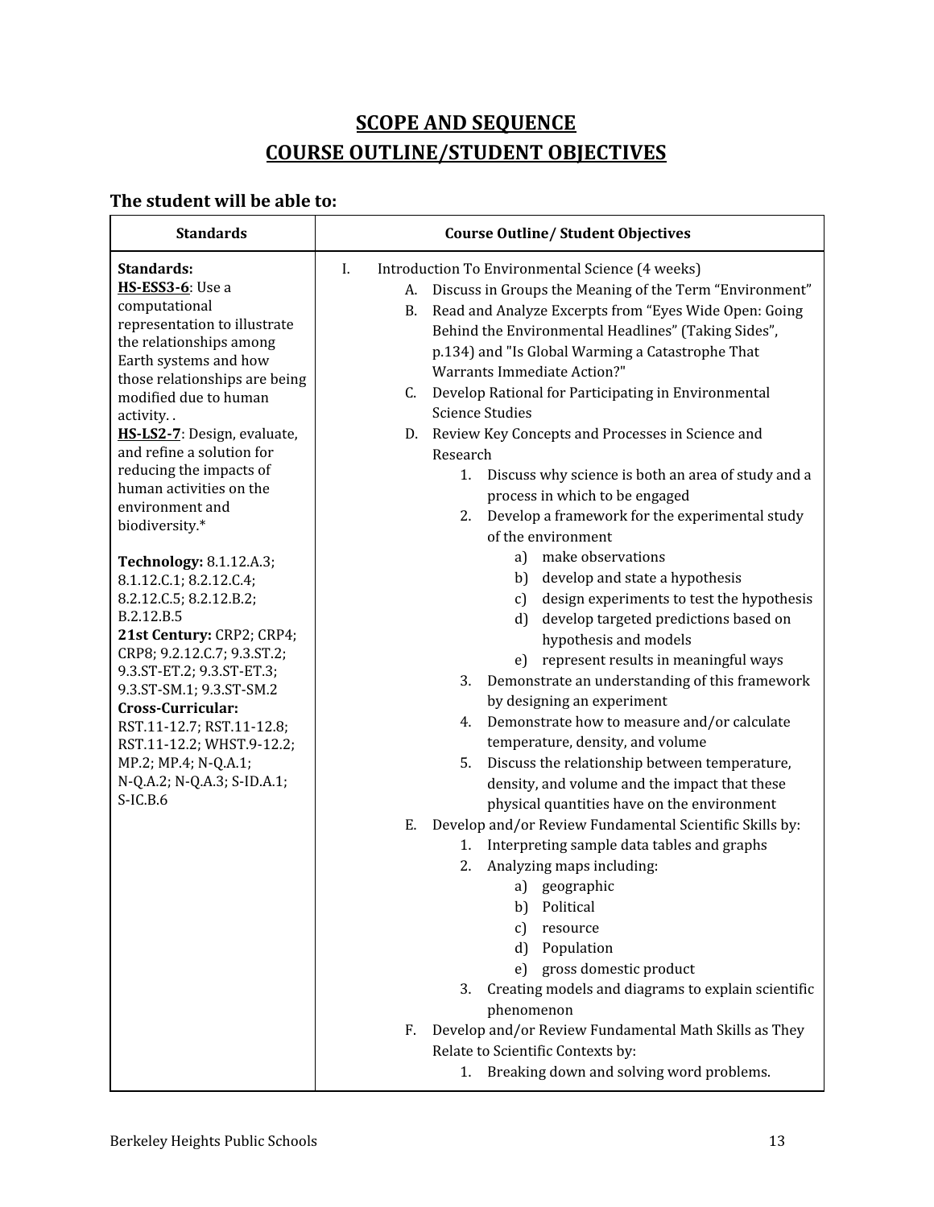# SCOPE AND SEQUENCE
# COURSE OUTLINE/STUDENT OBJECTIVES

### The student will be able to:

| Standards | Course Outline/ Student Objectives |
| --- | --- |
| **Standards:**<br>**HS-ESS3-6**: Use a computational representation to illustrate the relationships among Earth systems and how those relationships are being modified due to human activity. .<br>**HS-LS2-7**: Design, evaluate, and refine a solution for reducing the impacts of human activities on the environment and biodiversity.*<br><br>**Technology:** 8.1.12.A.3; 8.1.12.C.1; 8.2.12.C.4; 8.2.12.C.5; 8.2.12.B.2; B.2.12.B.5<br>**21st Century:** CRP2; CRP4; CRP8; 9.2.12.C.7; 9.3.ST.2; 9.3.ST-ET.2; 9.3.ST-ET.3; 9.3.ST-SM.1; 9.3.ST-SM.2<br>**Cross-Curricular:** RST.11-12.7; RST.11-12.8; RST.11-12.2; WHST.9-12.2; MP.2; MP.4; N-Q.A.1; N-Q.A.2; N-Q.A.3; S-ID.A.1; S-IC.B.6 | I. Introduction To Environmental Science (4 weeks)<br>A. Discuss in Groups the Meaning of the Term "Environment"<br>B. Read and Analyze Excerpts from "Eyes Wide Open: Going Behind the Environmental Headlines" (Taking Sides", p.134) and "Is Global Warming a Catastrophe That Warrants Immediate Action?"<br>C. Develop Rational for Participating in Environmental Science Studies<br>D. Review Key Concepts and Processes in Science and Research<br>1. Discuss why science is both an area of study and a process in which to be engaged<br>2. Develop a framework for the experimental study of the environment<br>a) make observations<br>b) develop and state a hypothesis<br>c) design experiments to test the hypothesis<br>d) develop targeted predictions based on hypothesis and models<br>e) represent results in meaningful ways<br>3. Demonstrate an understanding of this framework by designing an experiment<br>4. Demonstrate how to measure and/or calculate temperature, density, and volume<br>5. Discuss the relationship between temperature, density, and volume and the impact that these physical quantities have on the environment<br>E. Develop and/or Review Fundamental Scientific Skills by:<br>1. Interpreting sample data tables and graphs<br>2. Analyzing maps including:<br>a) geographic<br>b) Political<br>c) resource<br>d) Population<br>e) gross domestic product<br>3. Creating models and diagrams to explain scientific phenomenon<br>F. Develop and/or Review Fundamental Math Skills as They Relate to Scientific Contexts by:<br>1. Breaking down and solving word problems. |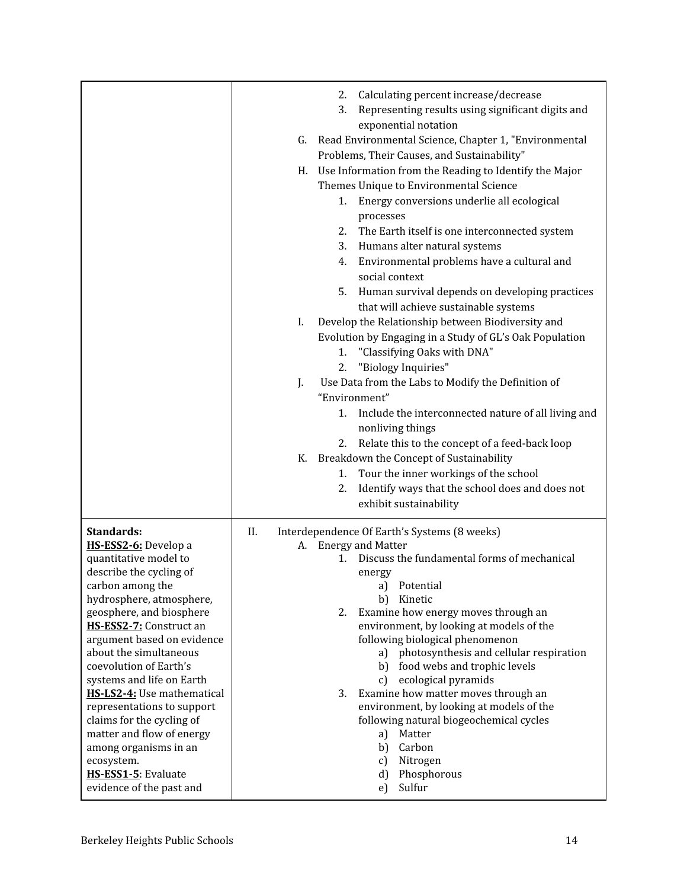| | |
|---|---|
| | 2. Calculating percent increase/decrease<br>3. Representing results using significant digits and exponential notation<br>G. Read Environmental Science, Chapter 1, "Environmental Problems, Their Causes, and Sustainability"<br>H. Use Information from the Reading to Identify the Major Themes Unique to Environmental Science<br>1. Energy conversions underlie all ecological processes<br>2. The Earth itself is one interconnected system<br>3. Humans alter natural systems<br>4. Environmental problems have a cultural and social context<br>5. Human survival depends on developing practices that will achieve sustainable systems<br>I. Develop the Relationship between Biodiversity and Evolution by Engaging in a Study of GL's Oak Population<br>1. "Classifying Oaks with DNA"<br>2. "Biology Inquiries"<br>J. Use Data from the Labs to Modify the Definition of "Environment"<br>1. Include the interconnected nature of all living and nonliving things<br>2. Relate this to the concept of a feed-back loop<br>K. Breakdown the Concept of Sustainability<br>1. Tour the inner workings of the school<br>2. Identify ways that the school does and does not exhibit sustainability |
| **Standards:**<br>**HS-ESS2-6:** Develop a quantitative model to describe the cycling of carbon among the hydrosphere, atmosphere, geosphere, and biosphere<br>**HS-ESS2-7:** Construct an argument based on evidence about the simultaneous coevolution of Earth's systems and life on Earth<br>**HS-LS2-4:** Use mathematical representations to support claims for the cycling of matter and flow of energy among organisms in an ecosystem.<br>**HS-ESS1-5**: Evaluate evidence of the past and | II. Interdependence Of Earth's Systems (8 weeks)<br>A. Energy and Matter<br>1. Discuss the fundamental forms of mechanical energy<br>a) Potential<br>b) Kinetic<br>2. Examine how energy moves through an environment, by looking at models of the following biological phenomenon<br>a) photosynthesis and cellular respiration<br>b) food webs and trophic levels<br>c) ecological pyramids<br>3. Examine how matter moves through an environment, by looking at models of the following natural biogeochemical cycles<br>a) Matter<br>b) Carbon<br>c) Nitrogen<br>d) Phosphorous<br>e) Sulfur |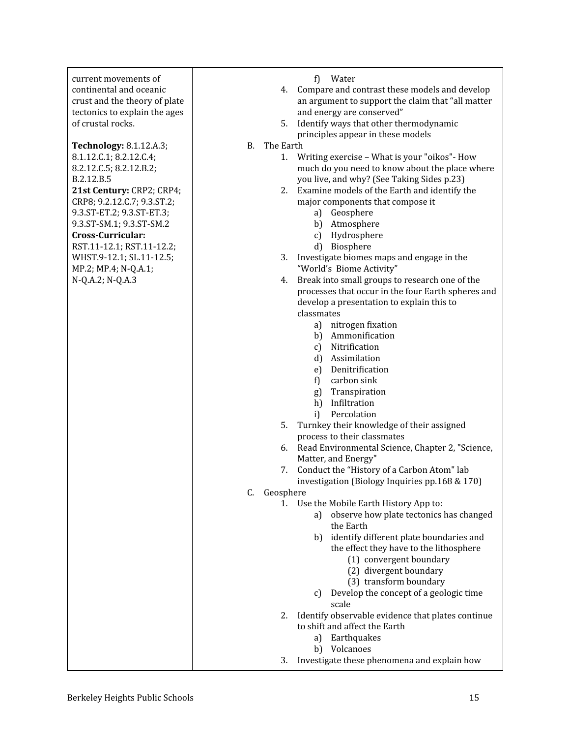| | |
|---|---|
| current movements of continental and oceanic crust and the theory of plate tectonics to explain the ages of crustal rocks.<br><br>**Technology:** 8.1.12.A.3; 8.1.12.C.1; 8.2.12.C.4; 8.2.12.C.5; 8.2.12.B.2; B.2.12.B.5<br>**21st Century:** CRP2; CRP4; CRP8; 9.2.12.C.7; 9.3.ST.2; 9.3.ST-ET.2; 9.3.ST-ET.3; 9.3.ST-SM.1; 9.3.ST-SM.2<br>**Cross-Curricular:** RST.11-12.1; RST.11-12.2; WHST.9-12.1; SL.11-12.5; MP.2; MP.4; N-Q.A.1; N-Q.A.2; N-Q.A.3 | f) Water<br>4. Compare and contrast these models and develop an argument to support the claim that "all matter and energy are conserved"<br>5. Identify ways that other thermodynamic principles appear in these models<br>B. The Earth<br>1. Writing exercise – What is your "oikos"- How much do you need to know about the place where you live, and why? (See Taking Sides p.23)<br>2. Examine models of the Earth and identify the major components that compose it<br>a) Geosphere<br>b) Atmosphere<br>c) Hydrosphere<br>d) Biosphere<br>3. Investigate biomes maps and engage in the "World's Biome Activity"<br>4. Break into small groups to research one of the processes that occur in the four Earth spheres and develop a presentation to explain this to classmates<br>a) nitrogen fixation<br>b) Ammonification<br>c) Nitrification<br>d) Assimilation<br>e) Denitrification<br>f) carbon sink<br>g) Transpiration<br>h) Infiltration<br>i) Percolation<br>5. Turnkey their knowledge of their assigned process to their classmates<br>6. Read Environmental Science, Chapter 2, "Science, Matter, and Energy"<br>7. Conduct the "History of a Carbon Atom" lab investigation (Biology Inquiries pp.168 & 170)<br>C. Geosphere<br>1. Use the Mobile Earth History App to:<br>a) observe how plate tectonics has changed the Earth<br>b) identify different plate boundaries and the effect they have to the lithosphere<br>(1) convergent boundary<br>(2) divergent boundary<br>(3) transform boundary<br>c) Develop the concept of a geologic time scale<br>2. Identify observable evidence that plates continue to shift and affect the Earth<br>a) Earthquakes<br>b) Volcanoes<br>3. Investigate these phenomena and explain how |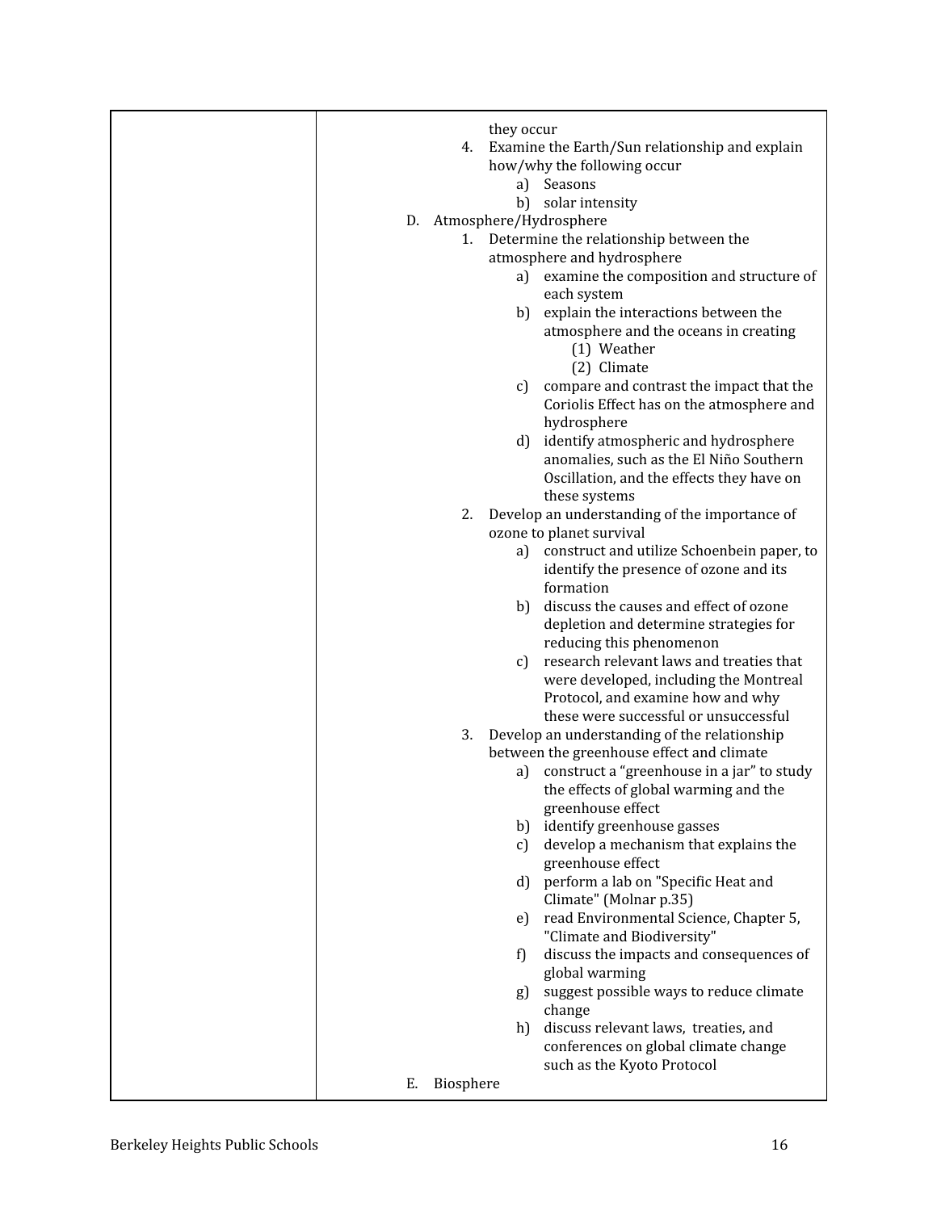| | they occur<br>4. Examine the Earth/Sun relationship and explain how/why the following occur<br>a) Seasons<br>b) solar intensity<br>D. Atmosphere/Hydrosphere<br>1. Determine the relationship between the atmosphere and hydrosphere<br>a) examine the composition and structure of each system<br>b) explain the interactions between the atmosphere and the oceans in creating<br>(1) Weather<br>(2) Climate<br>c) compare and contrast the impact that the Coriolis Effect has on the atmosphere and hydrosphere<br>d) identify atmospheric and hydrosphere anomalies, such as the El Niño Southern Oscillation, and the effects they have on these systems<br>2. Develop an understanding of the importance of ozone to planet survival<br>a) construct and utilize Schoenbein paper, to identify the presence of ozone and its formation<br>b) discuss the causes and effect of ozone depletion and determine strategies for reducing this phenomenon<br>c) research relevant laws and treaties that were developed, including the Montreal Protocol, and examine how and why these were successful or unsuccessful<br>3. Develop an understanding of the relationship between the greenhouse effect and climate<br>a) construct a "greenhouse in a jar" to study the effects of global warming and the greenhouse effect<br>b) identify greenhouse gasses<br>c) develop a mechanism that explains the greenhouse effect<br>d) perform a lab on "Specific Heat and Climate" (Molnar p.35)<br>e) read Environmental Science, Chapter 5, "Climate and Biodiversity"<br>f) discuss the impacts and consequences of global warming<br>g) suggest possible ways to reduce climate change<br>h) discuss relevant laws, treaties, and conferences on global climate change such as the Kyoto Protocol<br>E. Biosphere |
|---|---|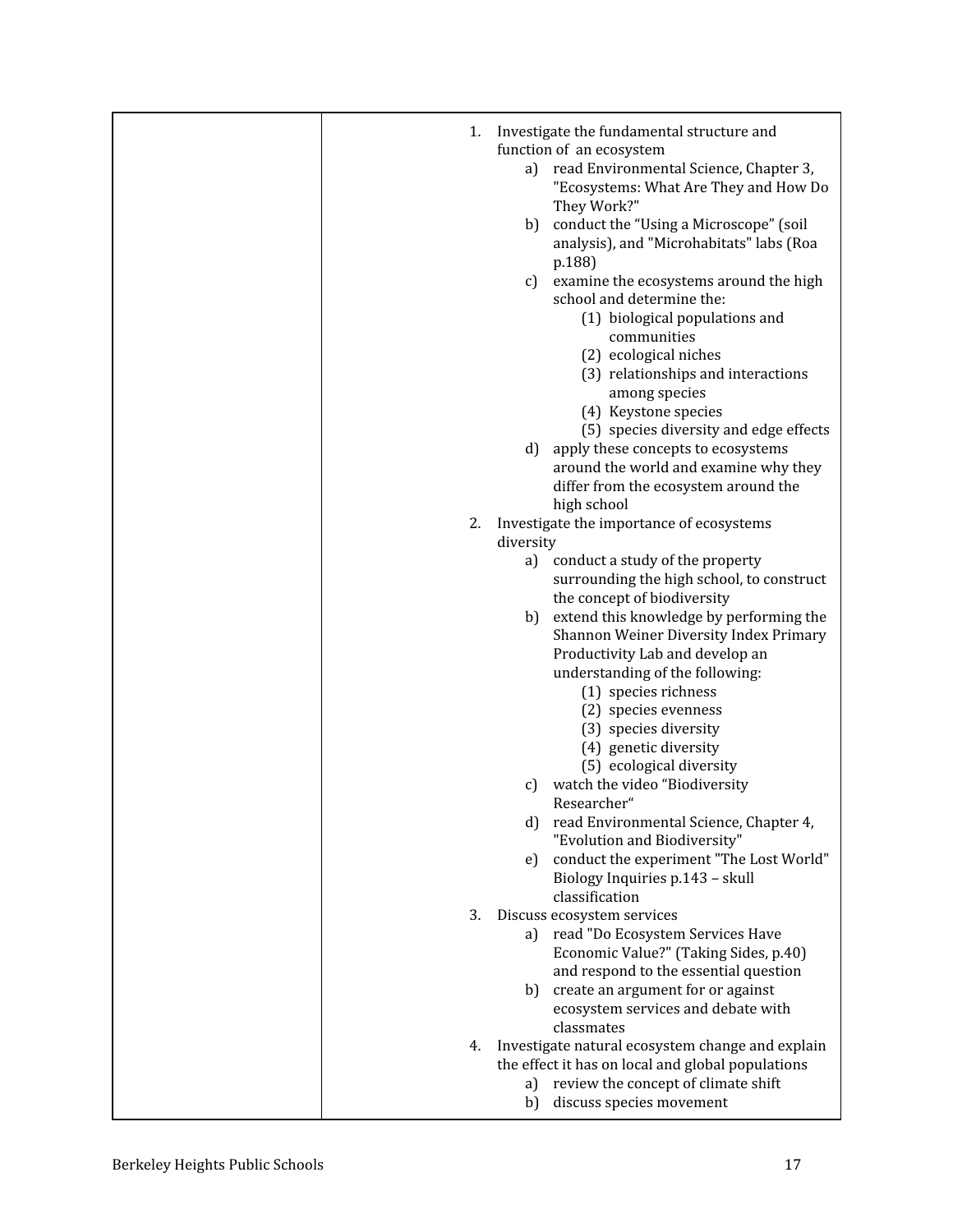| | |
|---|---|
| | 1. Investigate the fundamental structure and function of an ecosystem<br>a) read Environmental Science, Chapter 3, "Ecosystems: What Are They and How Do They Work?"<br>b) conduct the "Using a Microscope" (soil analysis), and "Microhabitats" labs (Roa p.188)<br>c) examine the ecosystems around the high school and determine the:<br>(1) biological populations and communities<br>(2) ecological niches<br>(3) relationships and interactions among species<br>(4) Keystone species<br>(5) species diversity and edge effects<br>d) apply these concepts to ecosystems around the world and examine why they differ from the ecosystem around the high school<br>2. Investigate the importance of ecosystems diversity<br>a) conduct a study of the property surrounding the high school, to construct the concept of biodiversity<br>b) extend this knowledge by performing the Shannon Weiner Diversity Index Primary Productivity Lab and develop an understanding of the following:<br>(1) species richness<br>(2) species evenness<br>(3) species diversity<br>(4) genetic diversity<br>(5) ecological diversity<br>c) watch the video "Biodiversity Researcher"<br>d) read Environmental Science, Chapter 4, "Evolution and Biodiversity"<br>e) conduct the experiment "The Lost World" Biology Inquiries p.143 – skull classification<br>3. Discuss ecosystem services<br>a) read "Do Ecosystem Services Have Economic Value?" (Taking Sides, p.40) and respond to the essential question<br>b) create an argument for or against ecosystem services and debate with classmates<br>4. Investigate natural ecosystem change and explain the effect it has on local and global populations<br>a) review the concept of climate shift<br>b) discuss species movement |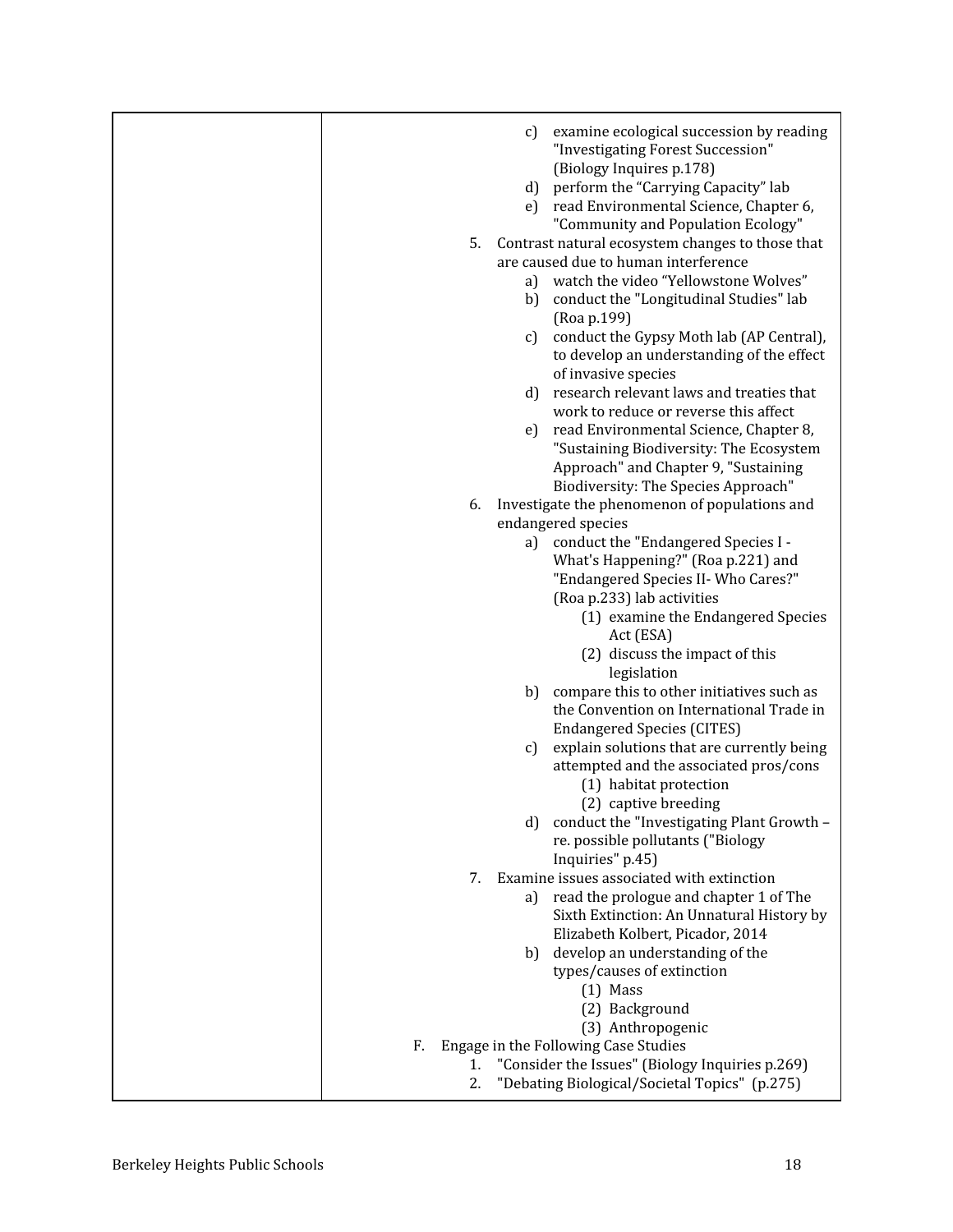|  |  |
|---|---|
|  | c) examine ecological succession by reading "Investigating Forest Succession" (Biology Inquires p.178)<br>d) perform the "Carrying Capacity" lab<br>e) read Environmental Science, Chapter 6, "Community and Population Ecology"<br>5. Contrast natural ecosystem changes to those that are caused due to human interference<br>a) watch the video "Yellowstone Wolves"<br>b) conduct the "Longitudinal Studies" lab (Roa p.199)<br>c) conduct the Gypsy Moth lab (AP Central), to develop an understanding of the effect of invasive species<br>d) research relevant laws and treaties that work to reduce or reverse this affect<br>e) read Environmental Science, Chapter 8, "Sustaining Biodiversity: The Ecosystem Approach" and Chapter 9, "Sustaining Biodiversity: The Species Approach"<br>6. Investigate the phenomenon of populations and endangered species<br>a) conduct the "Endangered Species I - What's Happening?" (Roa p.221) and "Endangered Species II- Who Cares?" (Roa p.233) lab activities<br>(1) examine the Endangered Species Act (ESA)<br>(2) discuss the impact of this legislation<br>b) compare this to other initiatives such as the Convention on International Trade in Endangered Species (CITES)<br>c) explain solutions that are currently being attempted and the associated pros/cons<br>(1) habitat protection<br>(2) captive breeding<br>d) conduct the "Investigating Plant Growth – re. possible pollutants ("Biology Inquiries" p.45)<br>7. Examine issues associated with extinction<br>a) read the prologue and chapter 1 of The Sixth Extinction: An Unnatural History by Elizabeth Kolbert, Picador, 2014<br>b) develop an understanding of the types/causes of extinction<br>(1) Mass<br>(2) Background<br>(3) Anthropogenic<br>F. Engage in the Following Case Studies<br>1. "Consider the Issues" (Biology Inquiries p.269)<br>2. "Debating Biological/Societal Topics" (p.275) |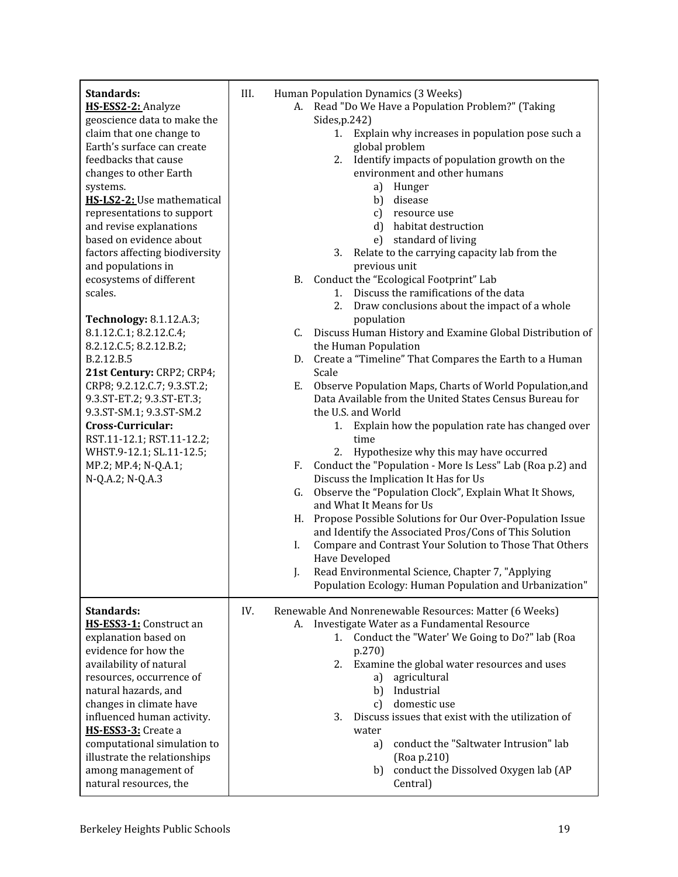| Standards | Content |
| --- | --- |
| **Standards:**<br>**HS-ESS2-2:** Analyze geoscience data to make the claim that one change to Earth's surface can create feedbacks that cause changes to other Earth systems.<br>**HS-LS2-2:** Use mathematical representations to support and revise explanations based on evidence about factors affecting biodiversity and populations in ecosystems of different scales.<br><br>**Technology:** 8.1.12.A.3; 8.1.12.C.1; 8.2.12.C.4; 8.2.12.C.5; 8.2.12.B.2; B.2.12.B.5<br>**21st Century:** CRP2; CRP4; CRP8; 9.2.12.C.7; 9.3.ST.2; 9.3.ST-ET.2; 9.3.ST-ET.3; 9.3.ST-SM.1; 9.3.ST-SM.2<br>**Cross-Curricular:** RST.11-12.1; RST.11-12.2; WHST.9-12.1; SL.11-12.5; MP.2; MP.4; N-Q.A.1; N-Q.A.2; N-Q.A.3 | III. Human Population Dynamics (3 Weeks)<br>A. Read "Do We Have a Population Problem?" (Taking Sides,p.242)<br>1. Explain why increases in population pose such a global problem<br>2. Identify impacts of population growth on the environment and other humans<br>a) Hunger<br>b) disease<br>c) resource use<br>d) habitat destruction<br>e) standard of living<br>3. Relate to the carrying capacity lab from the previous unit<br>B. Conduct the "Ecological Footprint" Lab<br>1. Discuss the ramifications of the data<br>2. Draw conclusions about the impact of a whole population<br>C. Discuss Human History and Examine Global Distribution of the Human Population<br>D. Create a "Timeline" That Compares the Earth to a Human Scale<br>E. Observe Population Maps, Charts of World Population,and Data Available from the United States Census Bureau for the U.S. and World<br>1. Explain how the population rate has changed over time<br>2. Hypothesize why this may have occurred<br>F. Conduct the "Population - More Is Less" Lab (Roa p.2) and Discuss the Implication It Has for Us<br>G. Observe the "Population Clock", Explain What It Shows, and What It Means for Us<br>H. Propose Possible Solutions for Our Over-Population Issue and Identify the Associated Pros/Cons of This Solution<br>I. Compare and Contrast Your Solution to Those That Others Have Developed<br>J. Read Environmental Science, Chapter 7, "Applying Population Ecology: Human Population and Urbanization" |
| **Standards:**<br>**HS-ESS3-1:** Construct an explanation based on evidence for how the availability of natural resources, occurrence of natural hazards, and changes in climate have influenced human activity.<br>**HS-ESS3-3:** Create a computational simulation to illustrate the relationships among management of natural resources, the | IV. Renewable And Nonrenewable Resources: Matter (6 Weeks)<br>A. Investigate Water as a Fundamental Resource<br>1. Conduct the "Water' We Going to Do?" lab (Roa p.270)<br>2. Examine the global water resources and uses<br>a) agricultural<br>b) Industrial<br>c) domestic use<br>3. Discuss issues that exist with the utilization of water<br>a) conduct the "Saltwater Intrusion" lab (Roa p.210)<br>b) conduct the Dissolved Oxygen lab (AP Central) |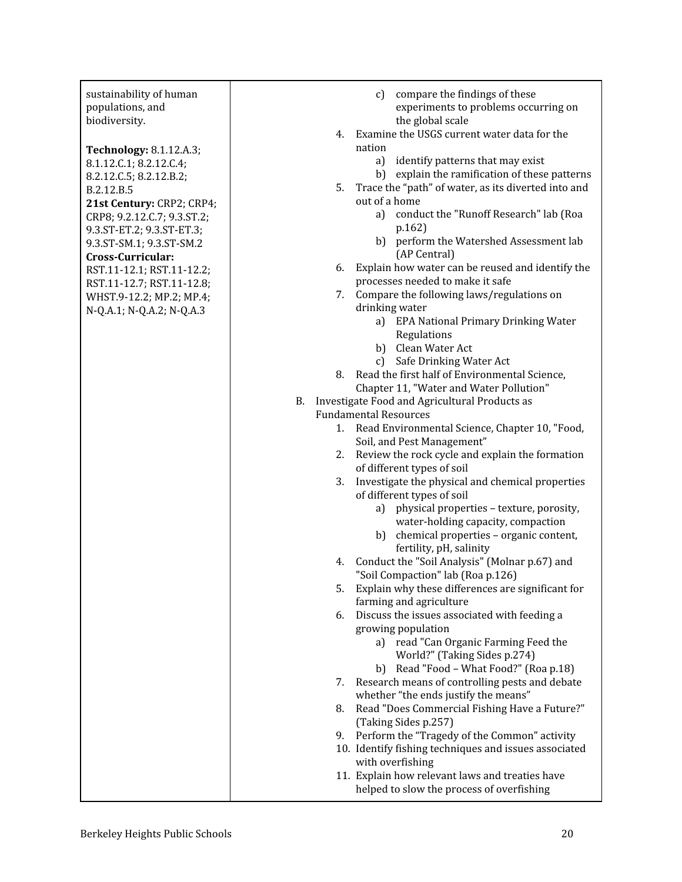| | |
|---|---|
| sustainability of human populations, and biodiversity.<br><br>**Technology:** 8.1.12.A.3; 8.1.12.C.1; 8.2.12.C.4; 8.2.12.C.5; 8.2.12.B.2; B.2.12.B.5<br>**21st Century:** CRP2; CRP4; CRP8; 9.2.12.C.7; 9.3.ST.2; 9.3.ST-ET.2; 9.3.ST-ET.3; 9.3.ST-SM.1; 9.3.ST-SM.2<br>**Cross-Curricular:** RST.11-12.1; RST.11-12.2; RST.11-12.7; RST.11-12.8; WHST.9-12.2; MP.2; MP.4; N-Q.A.1; N-Q.A.2; N-Q.A.3 | c) compare the findings of these experiments to problems occurring on the global scale<br>4. Examine the USGS current water data for the nation<br>a) identify patterns that may exist<br>b) explain the ramification of these patterns<br>5. Trace the "path" of water, as its diverted into and out of a home<br>a) conduct the "Runoff Research" lab (Roa p.162)<br>b) perform the Watershed Assessment lab (AP Central)<br>6. Explain how water can be reused and identify the processes needed to make it safe<br>7. Compare the following laws/regulations on drinking water<br>a) EPA National Primary Drinking Water Regulations<br>b) Clean Water Act<br>c) Safe Drinking Water Act<br>8. Read the first half of Environmental Science, Chapter 11, "Water and Water Pollution"<br>B. Investigate Food and Agricultural Products as Fundamental Resources<br>1. Read Environmental Science, Chapter 10, "Food, Soil, and Pest Management"<br>2. Review the rock cycle and explain the formation of different types of soil<br>3. Investigate the physical and chemical properties of different types of soil<br>a) physical properties – texture, porosity, water-holding capacity, compaction<br>b) chemical properties – organic content, fertility, pH, salinity<br>4. Conduct the "Soil Analysis" (Molnar p.67) and "Soil Compaction" lab (Roa p.126)<br>5. Explain why these differences are significant for farming and agriculture<br>6. Discuss the issues associated with feeding a growing population<br>a) read "Can Organic Farming Feed the World?" (Taking Sides p.274)<br>b) Read "Food – What Food?" (Roa p.18)<br>7. Research means of controlling pests and debate whether "the ends justify the means"<br>8. Read "Does Commercial Fishing Have a Future?" (Taking Sides p.257)<br>9. Perform the "Tragedy of the Common" activity<br>10. Identify fishing techniques and issues associated with overfishing<br>11. Explain how relevant laws and treaties have helped to slow the process of overfishing |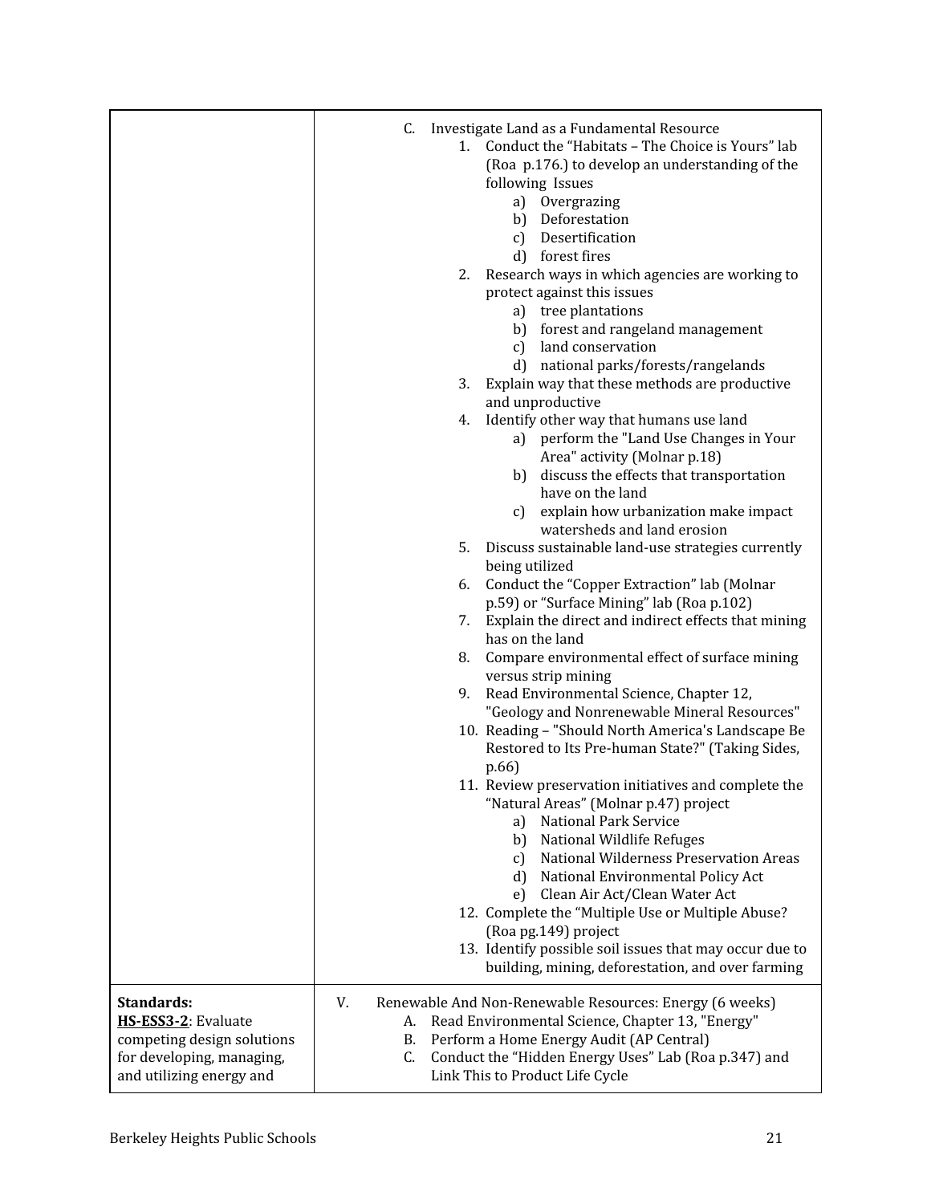| | |
|---|---|
| | C. Investigate Land as a Fundamental Resource<br>1. Conduct the "Habitats – The Choice is Yours" lab (Roa p.176.) to develop an understanding of the following Issues<br>a) Overgrazing<br>b) Deforestation<br>c) Desertification<br>d) forest fires<br>2. Research ways in which agencies are working to protect against this issues<br>a) tree plantations<br>b) forest and rangeland management<br>c) land conservation<br>d) national parks/forests/rangelands<br>3. Explain way that these methods are productive and unproductive<br>4. Identify other way that humans use land<br>a) perform the "Land Use Changes in Your Area" activity (Molnar p.18)<br>b) discuss the effects that transportation have on the land<br>c) explain how urbanization make impact watersheds and land erosion<br>5. Discuss sustainable land-use strategies currently being utilized<br>6. Conduct the "Copper Extraction" lab (Molnar p.59) or "Surface Mining" lab (Roa p.102)<br>7. Explain the direct and indirect effects that mining has on the land<br>8. Compare environmental effect of surface mining versus strip mining<br>9. Read Environmental Science, Chapter 12, "Geology and Nonrenewable Mineral Resources"<br>10. Reading – "Should North America's Landscape Be Restored to Its Pre-human State?" (Taking Sides, p.66)<br>11. Review preservation initiatives and complete the "Natural Areas" (Molnar p.47) project<br>a) National Park Service<br>b) National Wildlife Refuges<br>c) National Wilderness Preservation Areas<br>d) National Environmental Policy Act<br>e) Clean Air Act/Clean Water Act<br>12. Complete the "Multiple Use or Multiple Abuse? (Roa pg.149) project<br>13. Identify possible soil issues that may occur due to building, mining, deforestation, and over farming |
| **Standards:**<br>**HS-ESS3-2**: Evaluate competing design solutions for developing, managing, and utilizing energy and | V. Renewable And Non-Renewable Resources: Energy (6 weeks)<br>A. Read Environmental Science, Chapter 13, "Energy"<br>B. Perform a Home Energy Audit (AP Central)<br>C. Conduct the "Hidden Energy Uses" Lab (Roa p.347) and Link This to Product Life Cycle |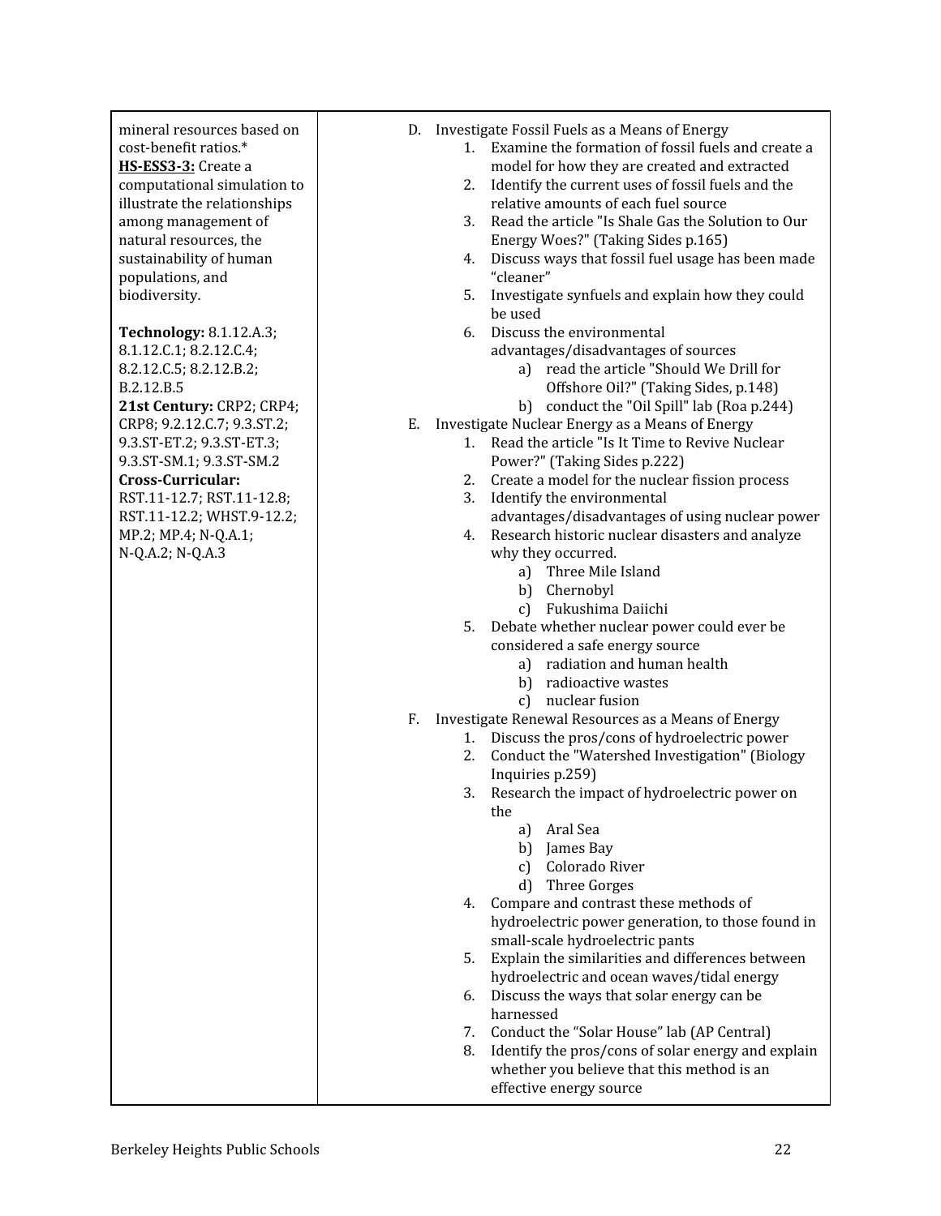| | |
|---|---|
| mineral resources based on cost-benefit ratios.*<br>**HS-ESS3-3:** Create a computational simulation to illustrate the relationships among management of natural resources, the sustainability of human populations, and biodiversity.<br><br>**Technology:** 8.1.12.A.3; 8.1.12.C.1; 8.2.12.C.4; 8.2.12.C.5; 8.2.12.B.2; B.2.12.B.5<br>**21st Century:** CRP2; CRP4; CRP8; 9.2.12.C.7; 9.3.ST.2; 9.3.ST-ET.2; 9.3.ST-ET.3; 9.3.ST-SM.1; 9.3.ST-SM.2<br>**Cross-Curricular:** RST.11-12.7; RST.11-12.8; RST.11-12.2; WHST.9-12.2; MP.2; MP.4; N-Q.A.1; N-Q.A.2; N-Q.A.3 | D. Investigate Fossil Fuels as a Means of Energy<br>1. Examine the formation of fossil fuels and create a model for how they are created and extracted<br>2. Identify the current uses of fossil fuels and the relative amounts of each fuel source<br>3. Read the article "Is Shale Gas the Solution to Our Energy Woes?" (Taking Sides p.165)<br>4. Discuss ways that fossil fuel usage has been made "cleaner"<br>5. Investigate synfuels and explain how they could be used<br>6. Discuss the environmental advantages/disadvantages of sources<br>a) read the article "Should We Drill for Offshore Oil?" (Taking Sides, p.148)<br>b) conduct the "Oil Spill" lab (Roa p.244)<br>E. Investigate Nuclear Energy as a Means of Energy<br>1. Read the article "Is It Time to Revive Nuclear Power?" (Taking Sides p.222)<br>2. Create a model for the nuclear fission process<br>3. Identify the environmental advantages/disadvantages of using nuclear power<br>4. Research historic nuclear disasters and analyze why they occurred.<br>a) Three Mile Island<br>b) Chernobyl<br>c) Fukushima Daiichi<br>5. Debate whether nuclear power could ever be considered a safe energy source<br>a) radiation and human health<br>b) radioactive wastes<br>c) nuclear fusion<br>F. Investigate Renewal Resources as a Means of Energy<br>1. Discuss the pros/cons of hydroelectric power<br>2. Conduct the "Watershed Investigation" (Biology Inquiries p.259)<br>3. Research the impact of hydroelectric power on the<br>a) Aral Sea<br>b) James Bay<br>c) Colorado River<br>d) Three Gorges<br>4. Compare and contrast these methods of hydroelectric power generation, to those found in small-scale hydroelectric pants<br>5. Explain the similarities and differences between hydroelectric and ocean waves/tidal energy<br>6. Discuss the ways that solar energy can be harnessed<br>7. Conduct the "Solar House" lab (AP Central)<br>8. Identify the pros/cons of solar energy and explain whether you believe that this method is an effective energy source |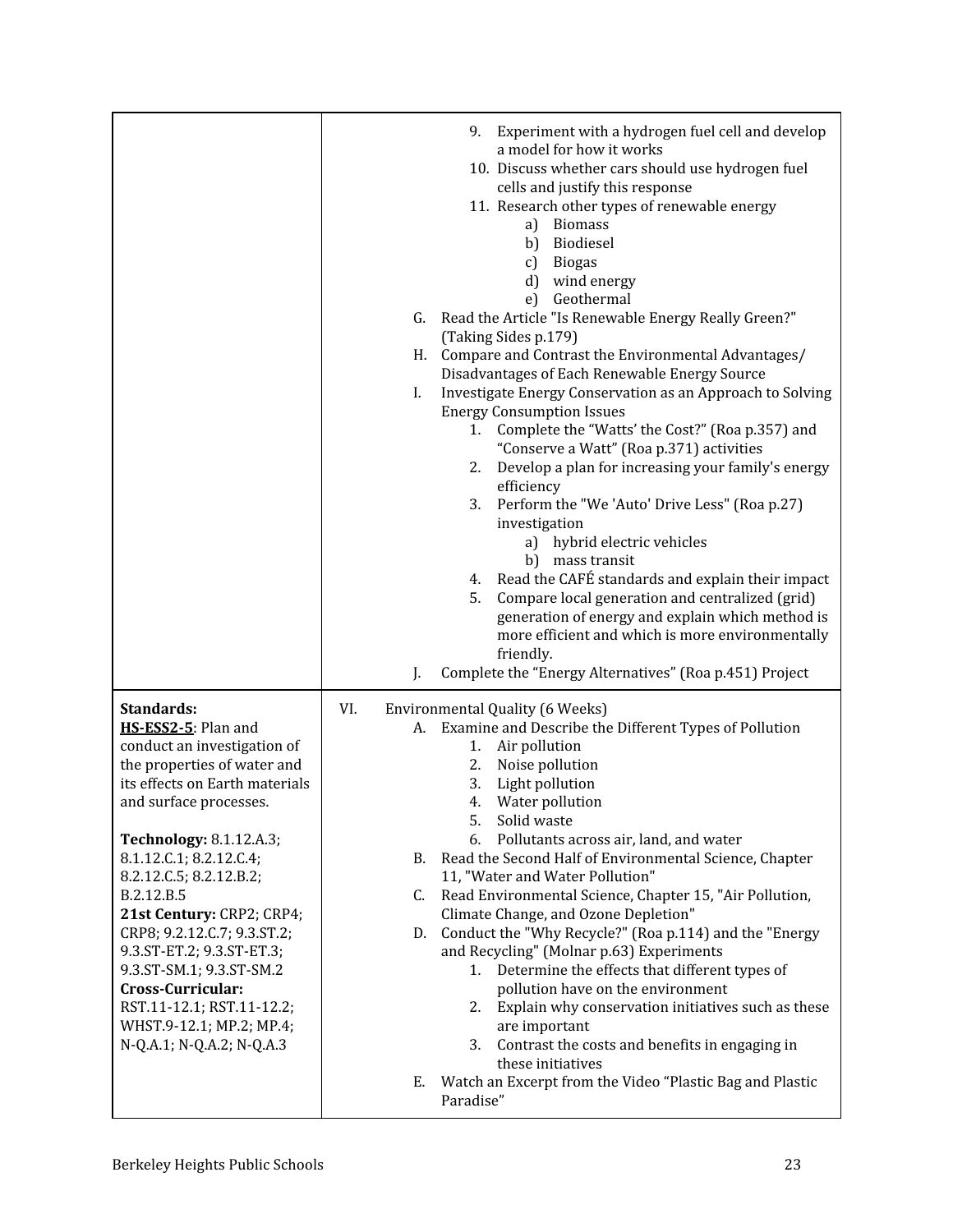| | |
|---|---|
| | 9. Experiment with a hydrogen fuel cell and develop a model for how it works<br>10. Discuss whether cars should use hydrogen fuel cells and justify this response<br>11. Research other types of renewable energy<br>a) Biomass<br>b) Biodiesel<br>c) Biogas<br>d) wind energy<br>e) Geothermal<br>G. Read the Article "Is Renewable Energy Really Green?" (Taking Sides p.179)<br>H. Compare and Contrast the Environmental Advantages/ Disadvantages of Each Renewable Energy Source<br>I. Investigate Energy Conservation as an Approach to Solving Energy Consumption Issues<br>1. Complete the "Watts' the Cost?" (Roa p.357) and "Conserve a Watt" (Roa p.371) activities<br>2. Develop a plan for increasing your family's energy efficiency<br>3. Perform the "We 'Auto' Drive Less" (Roa p.27) investigation<br>a) hybrid electric vehicles<br>b) mass transit<br>4. Read the CAFÉ standards and explain their impact<br>5. Compare local generation and centralized (grid) generation of energy and explain which method is more efficient and which is more environmentally friendly.<br>J. Complete the "Energy Alternatives" (Roa p.451) Project |
| **Standards:**<br>**HS-ESS2-5**: Plan and conduct an investigation of the properties of water and its effects on Earth materials and surface processes.<br><br>**Technology:** 8.1.12.A.3; 8.1.12.C.1; 8.2.12.C.4; 8.2.12.C.5; 8.2.12.B.2; B.2.12.B.5<br>**21st Century:** CRP2; CRP4; CRP8; 9.2.12.C.7; 9.3.ST.2; 9.3.ST-ET.2; 9.3.ST-ET.3; 9.3.ST-SM.1; 9.3.ST-SM.2<br>**Cross-Curricular:** RST.11-12.1; RST.11-12.2; WHST.9-12.1; MP.2; MP.4; N-Q.A.1; N-Q.A.2; N-Q.A.3 | VI. Environmental Quality (6 Weeks)<br>A. Examine and Describe the Different Types of Pollution<br>1. Air pollution<br>2. Noise pollution<br>3. Light pollution<br>4. Water pollution<br>5. Solid waste<br>6. Pollutants across air, land, and water<br>B. Read the Second Half of Environmental Science, Chapter 11, "Water and Water Pollution"<br>C. Read Environmental Science, Chapter 15, "Air Pollution, Climate Change, and Ozone Depletion"<br>D. Conduct the "Why Recycle?" (Roa p.114) and the "Energy and Recycling" (Molnar p.63) Experiments<br>1. Determine the effects that different types of pollution have on the environment<br>2. Explain why conservation initiatives such as these are important<br>3. Contrast the costs and benefits in engaging in these initiatives<br>E. Watch an Excerpt from the Video "Plastic Bag and Plastic Paradise" |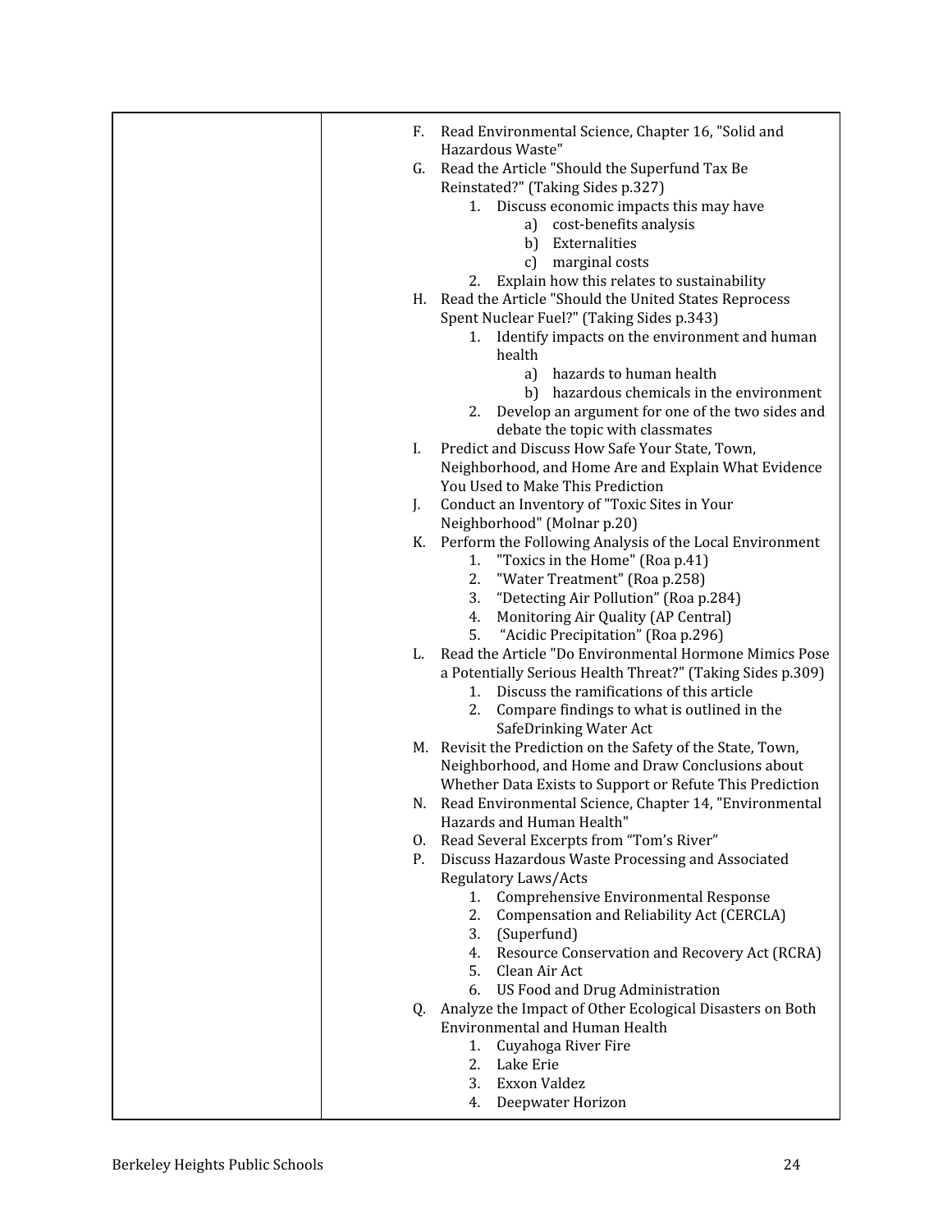| | |
|---|---|
| | F. Read Environmental Science, Chapter 16, "Solid and Hazardous Waste"<br>G. Read the Article "Should the Superfund Tax Be Reinstated?" (Taking Sides p.327)<br>&nbsp;&nbsp;&nbsp;&nbsp;1. Discuss economic impacts this may have<br>&nbsp;&nbsp;&nbsp;&nbsp;&nbsp;&nbsp;&nbsp;&nbsp;a) cost-benefits analysis<br>&nbsp;&nbsp;&nbsp;&nbsp;&nbsp;&nbsp;&nbsp;&nbsp;b) Externalities<br>&nbsp;&nbsp;&nbsp;&nbsp;&nbsp;&nbsp;&nbsp;&nbsp;c) marginal costs<br>&nbsp;&nbsp;&nbsp;&nbsp;2. Explain how this relates to sustainability<br>H. Read the Article "Should the United States Reprocess Spent Nuclear Fuel?" (Taking Sides p.343)<br>&nbsp;&nbsp;&nbsp;&nbsp;1. Identify impacts on the environment and human health<br>&nbsp;&nbsp;&nbsp;&nbsp;&nbsp;&nbsp;&nbsp;&nbsp;a) hazards to human health<br>&nbsp;&nbsp;&nbsp;&nbsp;&nbsp;&nbsp;&nbsp;&nbsp;b) hazardous chemicals in the environment<br>&nbsp;&nbsp;&nbsp;&nbsp;2. Develop an argument for one of the two sides and debate the topic with classmates<br>I. Predict and Discuss How Safe Your State, Town, Neighborhood, and Home Are and Explain What Evidence You Used to Make This Prediction<br>J. Conduct an Inventory of "Toxic Sites in Your Neighborhood" (Molnar p.20)<br>K. Perform the Following Analysis of the Local Environment<br>&nbsp;&nbsp;&nbsp;&nbsp;1. "Toxics in the Home" (Roa p.41)<br>&nbsp;&nbsp;&nbsp;&nbsp;2. "Water Treatment" (Roa p.258)<br>&nbsp;&nbsp;&nbsp;&nbsp;3. "Detecting Air Pollution" (Roa p.284)<br>&nbsp;&nbsp;&nbsp;&nbsp;4. Monitoring Air Quality (AP Central)<br>&nbsp;&nbsp;&nbsp;&nbsp;5. "Acidic Precipitation" (Roa p.296)<br>L. Read the Article "Do Environmental Hormone Mimics Pose a Potentially Serious Health Threat?" (Taking Sides p.309)<br>&nbsp;&nbsp;&nbsp;&nbsp;1. Discuss the ramifications of this article<br>&nbsp;&nbsp;&nbsp;&nbsp;2. Compare findings to what is outlined in the SafeDrinking Water Act<br>M. Revisit the Prediction on the Safety of the State, Town, Neighborhood, and Home and Draw Conclusions about Whether Data Exists to Support or Refute This Prediction<br>N. Read Environmental Science, Chapter 14, "Environmental Hazards and Human Health"<br>O. Read Several Excerpts from "Tom's River"<br>P. Discuss Hazardous Waste Processing and Associated Regulatory Laws/Acts<br>&nbsp;&nbsp;&nbsp;&nbsp;1. Comprehensive Environmental Response<br>&nbsp;&nbsp;&nbsp;&nbsp;2. Compensation and Reliability Act (CERCLA)<br>&nbsp;&nbsp;&nbsp;&nbsp;3. (Superfund)<br>&nbsp;&nbsp;&nbsp;&nbsp;4. Resource Conservation and Recovery Act (RCRA)<br>&nbsp;&nbsp;&nbsp;&nbsp;5. Clean Air Act<br>&nbsp;&nbsp;&nbsp;&nbsp;6. US Food and Drug Administration<br>Q. Analyze the Impact of Other Ecological Disasters on Both Environmental and Human Health<br>&nbsp;&nbsp;&nbsp;&nbsp;1. Cuyahoga River Fire<br>&nbsp;&nbsp;&nbsp;&nbsp;2. Lake Erie<br>&nbsp;&nbsp;&nbsp;&nbsp;3. Exxon Valdez<br>&nbsp;&nbsp;&nbsp;&nbsp;4. Deepwater Horizon |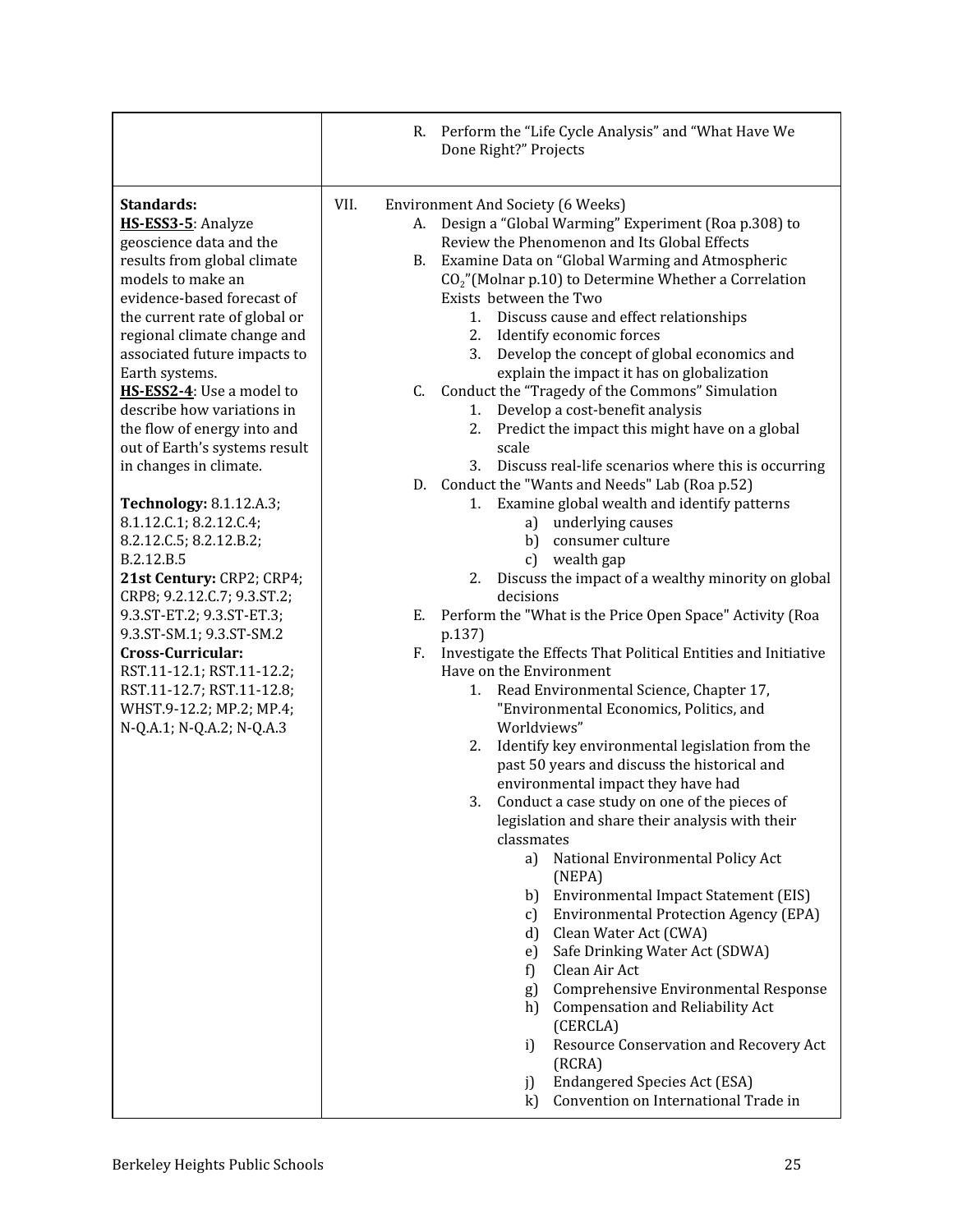| | |
|---|---|
| | R. Perform the "Life Cycle Analysis" and "What Have We Done Right?" Projects |
| **Standards:**<br>**HS-ESS3-5**: Analyze geoscience data and the results from global climate models to make an evidence-based forecast of the current rate of global or regional climate change and associated future impacts to Earth systems.<br>**HS-ESS2-4**: Use a model to describe how variations in the flow of energy into and out of Earth's systems result in changes in climate.<br><br>**Technology:** 8.1.12.A.3; 8.1.12.C.1; 8.2.12.C.4; 8.2.12.C.5; 8.2.12.B.2; B.2.12.B.5<br>**21st Century:** CRP2; CRP4; CRP8; 9.2.12.C.7; 9.3.ST.2; 9.3.ST-ET.2; 9.3.ST-ET.3; 9.3.ST-SM.1; 9.3.ST-SM.2<br>**Cross-Curricular:** RST.11-12.1; RST.11-12.2; RST.11-12.7; RST.11-12.8; WHST.9-12.2; MP.2; MP.4; N-Q.A.1; N-Q.A.2; N-Q.A.3 | VII. Environment And Society (6 Weeks)<br>A. Design a "Global Warming" Experiment (Roa p.308) to Review the Phenomenon and Its Global Effects<br>B. Examine Data on "Global Warming and Atmospheric $CO_2$"(Molnar p.10) to Determine Whether a Correlation Exists between the Two<br>1. Discuss cause and effect relationships<br>2. Identify economic forces<br>3. Develop the concept of global economics and explain the impact it has on globalization<br>C. Conduct the "Tragedy of the Commons" Simulation<br>1. Develop a cost-benefit analysis<br>2. Predict the impact this might have on a global scale<br>3. Discuss real-life scenarios where this is occurring<br>D. Conduct the "Wants and Needs" Lab (Roa p.52)<br>1. Examine global wealth and identify patterns<br>a) underlying causes<br>b) consumer culture<br>c) wealth gap<br>2. Discuss the impact of a wealthy minority on global decisions<br>E. Perform the "What is the Price Open Space" Activity (Roa p.137)<br>F. Investigate the Effects That Political Entities and Initiative Have on the Environment<br>1. Read Environmental Science, Chapter 17, "Environmental Economics, Politics, and Worldviews"<br>2. Identify key environmental legislation from the past 50 years and discuss the historical and environmental impact they have had<br>3. Conduct a case study on one of the pieces of legislation and share their analysis with their classmates<br>a) National Environmental Policy Act (NEPA)<br>b) Environmental Impact Statement (EIS)<br>c) Environmental Protection Agency (EPA)<br>d) Clean Water Act (CWA)<br>e) Safe Drinking Water Act (SDWA)<br>f) Clean Air Act<br>g) Comprehensive Environmental Response<br>h) Compensation and Reliability Act (CERCLA)<br>i) Resource Conservation and Recovery Act (RCRA)<br>j) Endangered Species Act (ESA)<br>k) Convention on International Trade in |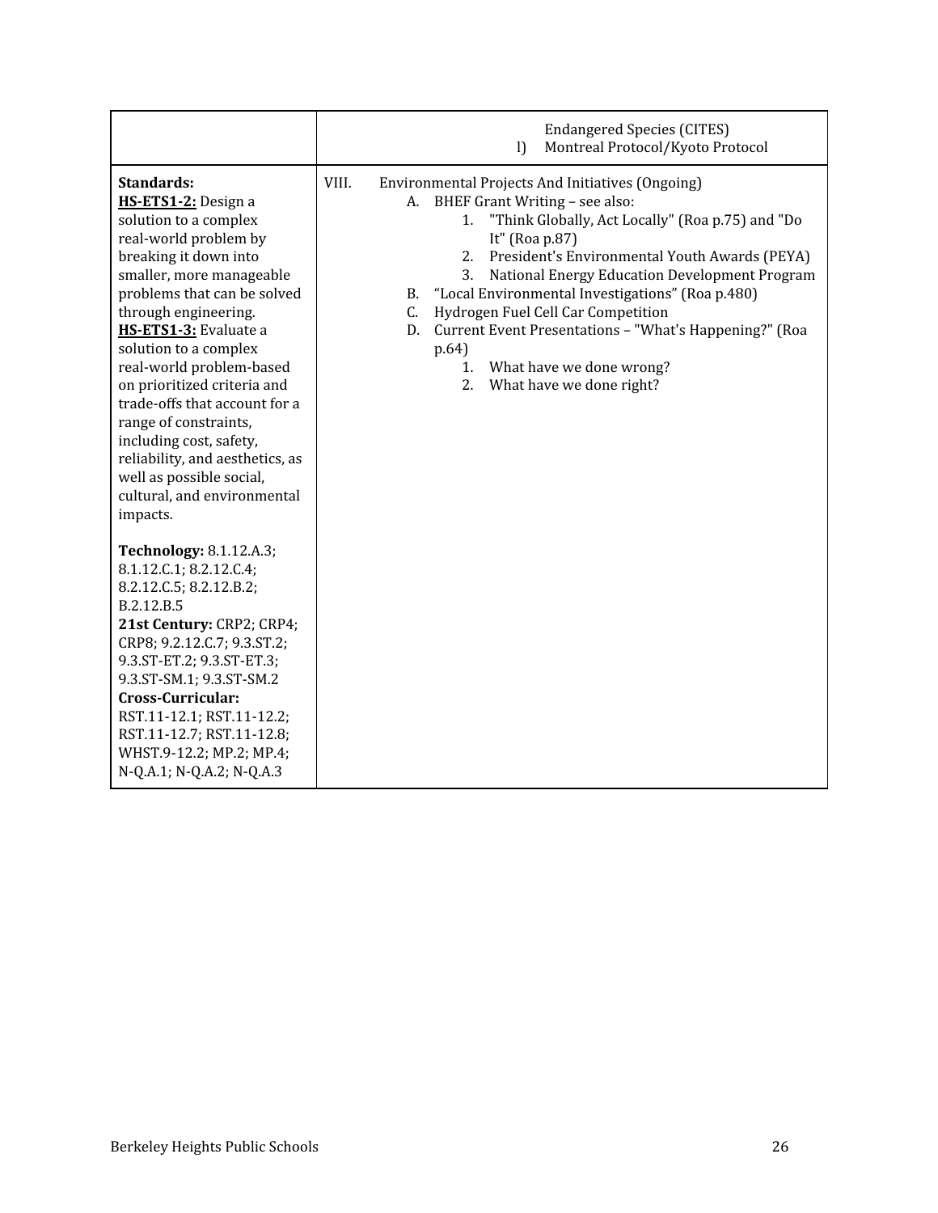| | |
|---|---|
| | Endangered Species (CITES)<br>l) Montreal Protocol/Kyoto Protocol |
| **Standards:**<br>**HS-ETS1-2:** Design a solution to a complex real-world problem by breaking it down into smaller, more manageable problems that can be solved through engineering.<br>**HS-ETS1-3:** Evaluate a solution to a complex real-world problem-based on prioritized criteria and trade-offs that account for a range of constraints, including cost, safety, reliability, and aesthetics, as well as possible social, cultural, and environmental impacts.<br><br>**Technology:** 8.1.12.A.3; 8.1.12.C.1; 8.2.12.C.4; 8.2.12.C.5; 8.2.12.B.2; B.2.12.B.5<br>**21st Century:** CRP2; CRP4; CRP8; 9.2.12.C.7; 9.3.ST.2; 9.3.ST-ET.2; 9.3.ST-ET.3; 9.3.ST-SM.1; 9.3.ST-SM.2<br>**Cross-Curricular:** RST.11-12.1; RST.11-12.2; RST.11-12.7; RST.11-12.8; WHST.9-12.2; MP.2; MP.4; N-Q.A.1; N-Q.A.2; N-Q.A.3 | VIII. Environmental Projects And Initiatives (Ongoing)<br>A. BHEF Grant Writing – see also:<br>1. "Think Globally, Act Locally" (Roa p.75) and "Do It" (Roa p.87)<br>2. President's Environmental Youth Awards (PEYA)<br>3. National Energy Education Development Program<br>B. "Local Environmental Investigations" (Roa p.480)<br>C. Hydrogen Fuel Cell Car Competition<br>D. Current Event Presentations – "What's Happening?" (Roa p.64)<br>1. What have we done wrong?<br>2. What have we done right? |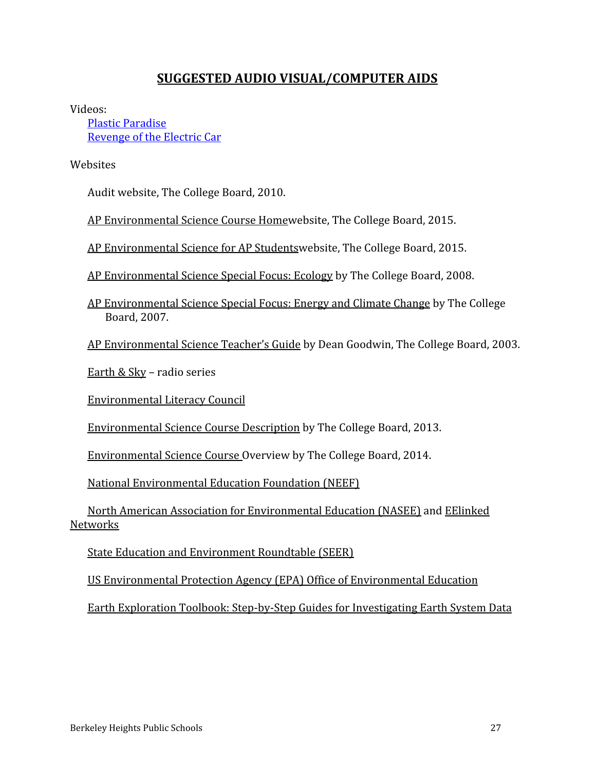## SUGGESTED AUDIO VISUAL/COMPUTER AIDS

Videos:

- Plastic Paradise
- Revenge of the Electric Car

Websites

Audit website, The College Board, 2010.

AP Environmental Science Course Homewebsite, The College Board, 2015.

AP Environmental Science for AP Studentswebsite, The College Board, 2015.

AP Environmental Science Special Focus: Ecology by The College Board, 2008.

AP Environmental Science Special Focus: Energy and Climate Change by The College Board, 2007.

AP Environmental Science Teacher's Guide by Dean Goodwin, The College Board, 2003.

Earth & Sky – radio series

Environmental Literacy Council

Environmental Science Course Description by The College Board, 2013.

Environmental Science Course Overview by The College Board, 2014.

National Environmental Education Foundation (NEEF)

North American Association for Environmental Education (NASEE) and EElinked Networks

State Education and Environment Roundtable (SEER)

US Environmental Protection Agency (EPA) Office of Environmental Education

Earth Exploration Toolbook: Step-by-Step Guides for Investigating Earth System Data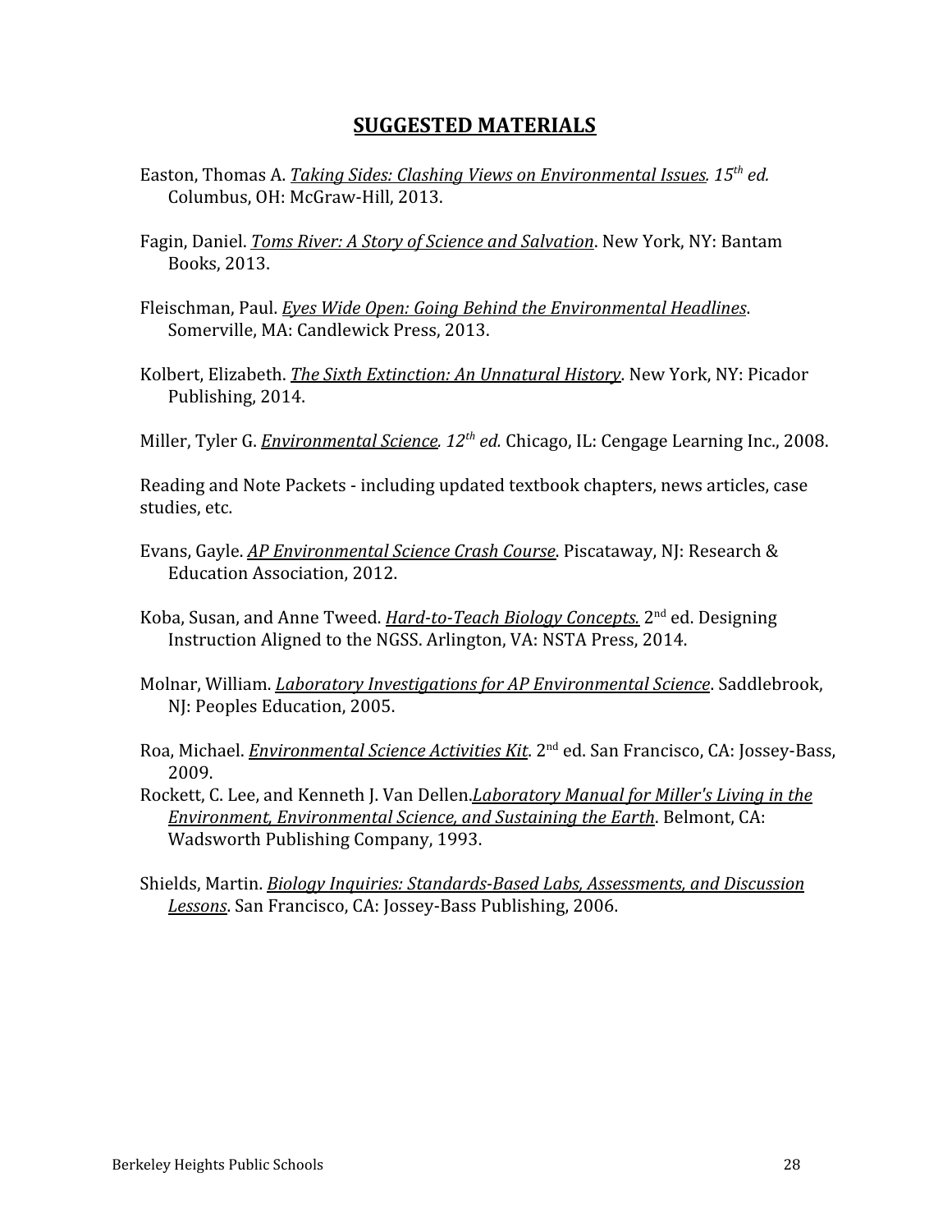## SUGGESTED MATERIALS

Easton, Thomas A. *Taking Sides: Clashing Views on Environmental Issues. 15th ed.* Columbus, OH: McGraw-Hill, 2013.

Fagin, Daniel. *Toms River: A Story of Science and Salvation*. New York, NY: Bantam Books, 2013.

Fleischman, Paul. *Eyes Wide Open: Going Behind the Environmental Headlines*. Somerville, MA: Candlewick Press, 2013.

Kolbert, Elizabeth. *The Sixth Extinction: An Unnatural History*. New York, NY: Picador Publishing, 2014.

Miller, Tyler G. *Environmental Science. 12th ed.* Chicago, IL: Cengage Learning Inc., 2008.

Reading and Note Packets - including updated textbook chapters, news articles, case studies, etc.

Evans, Gayle. *AP Environmental Science Crash Course*. Piscataway, NJ: Research & Education Association, 2012.

Koba, Susan, and Anne Tweed. *Hard-to-Teach Biology Concepts.* 2nd ed. Designing Instruction Aligned to the NGSS. Arlington, VA: NSTA Press, 2014.

Molnar, William. *Laboratory Investigations for AP Environmental Science*. Saddlebrook, NJ: Peoples Education, 2005.

Roa, Michael. *Environmental Science Activities Kit*. 2nd ed. San Francisco, CA: Jossey-Bass, 2009.

Rockett, C. Lee, and Kenneth J. Van Dellen.*Laboratory Manual for Miller's Living in the Environment, Environmental Science, and Sustaining the Earth*. Belmont, CA: Wadsworth Publishing Company, 1993.

Shields, Martin. *Biology Inquiries: Standards-Based Labs, Assessments, and Discussion Lessons*. San Francisco, CA: Jossey-Bass Publishing, 2006.